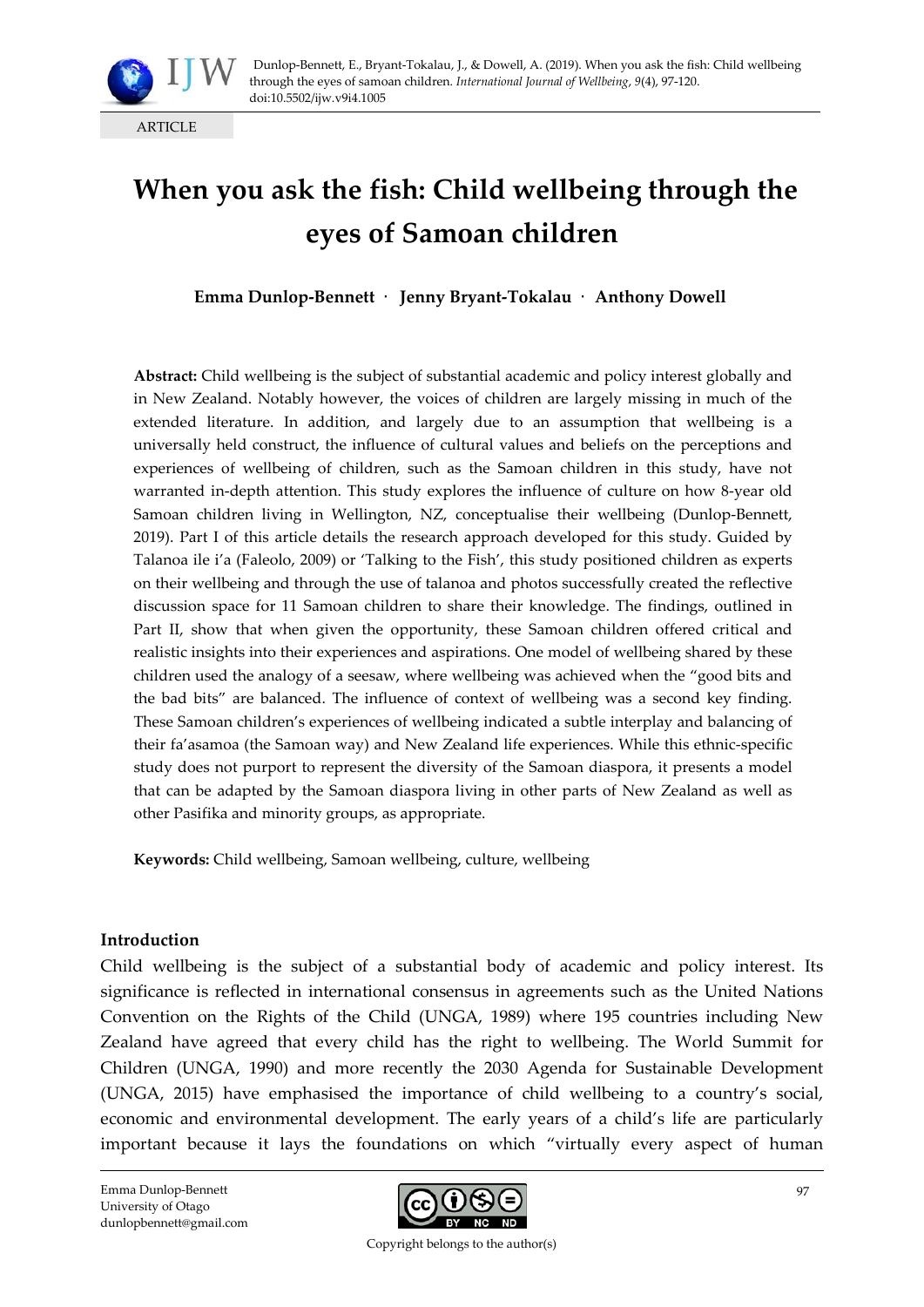ARTICLE

# When you ask the fish: Child wellbeing through the eyes of Samoan children

**Emma Dunlop-Bennett · Jenny Bryant-Tokalau · Anthony Dowell**

**Abstract:** Child wellbeing is the subject of substantial academic and policy interest globally and in New Zealand. Notably however, the voices of children are largely missing in much of the extended literature. In addition, and largely due to an assumption that wellbeing is a universally held construct, the influence of cultural values and beliefs on the perceptions and experiences of wellbeing of children, such as the Samoan children in this study, have not warranted in-depth attention. This study explores the influence of culture on how 8-year old Samoan children living in Wellington, NZ, conceptualise their wellbeing (Dunlop-Bennett, 2019). Part I of this article details the research approach developed for this study. Guided by Talanoa ile i'a (Faleolo, 2009) or 'Talking to the Fish', this study positioned children as experts on their wellbeing and through the use of talanoa and photos successfully created the reflective discussion space for 11 Samoan children to share their knowledge. The findings, outlined in Part II, show that when given the opportunity, these Samoan children offered critical and realistic insights into their experiences and aspirations. One model of wellbeing shared by these children used the analogy of a seesaw, where wellbeing was achieved when the "good bits and the bad bits" are balanced. The influence of context of wellbeing was a second key finding. These Samoan children's experiences of wellbeing indicated a subtle interplay and balancing of their fa'asamoa (the Samoan way) and New Zealand life experiences. While this ethnic-specific study does not purport to represent the diversity of the Samoan diaspora, it presents a model that can be adapted by the Samoan diaspora living in other parts of New Zealand as well as other Pasifika and minority groups, as appropriate.

**Keywords:** Child wellbeing, Samoan wellbeing, culture, wellbeing

## Introduction

Child wellbeing is the subject of a substantial body of academic and policy interest. Its significance is reflected in international consensus in agreements such as the United Nations Convention on the Rights of the Child (UNGA, 1989) where 195 countries including New Zealand have agreed that every child has the right to wellbeing. The World Summit for Children (UNGA, 1990) and more recently the 2030 Agenda for Sustainable Development (UNGA, 2015) have emphasised the importance of child wellbeing to a country's social, economic and environmental development. The early years of a child's life are particularly important because it lays the foundations on which "virtually every aspect of human

Emma Dunlop-Bennett
University of Otago
dunlopbennett@gmail.com

Copyright belongs to the author(s)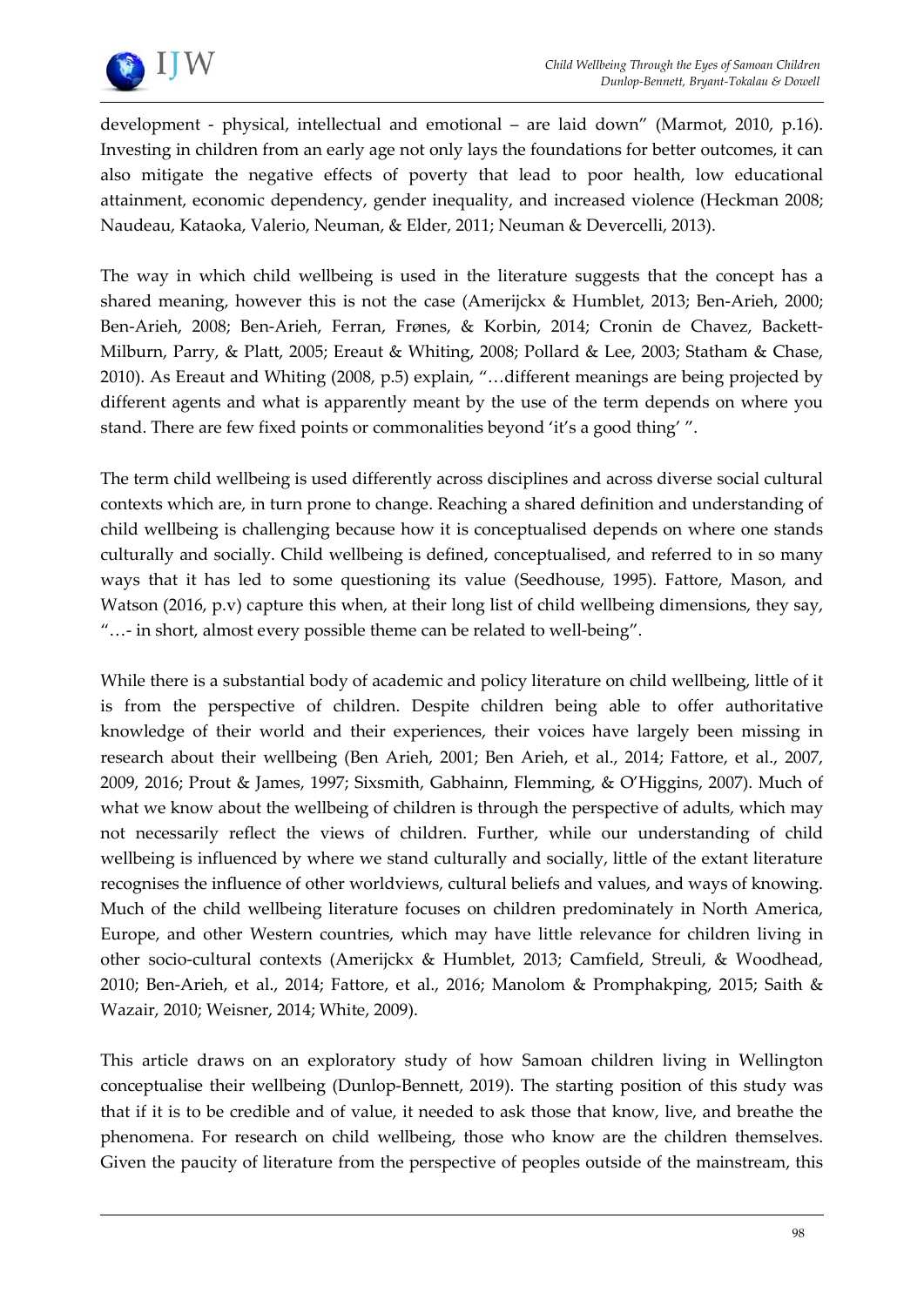development - physical, intellectual and emotional – are laid down" (Marmot, 2010, p.16). Investing in children from an early age not only lays the foundations for better outcomes, it can also mitigate the negative effects of poverty that lead to poor health, low educational attainment, economic dependency, gender inequality, and increased violence (Heckman 2008; Naudeau, Kataoka, Valerio, Neuman, & Elder, 2011; Neuman & Devercelli, 2013).

The way in which child wellbeing is used in the literature suggests that the concept has a shared meaning, however this is not the case (Amerijckx & Humblet, 2013; Ben-Arieh, 2000; Ben-Arieh, 2008; Ben-Arieh, Ferran, Frønes, & Korbin, 2014; Cronin de Chavez, Backett-Milburn, Parry, & Platt, 2005; Ereaut & Whiting, 2008; Pollard & Lee, 2003; Statham & Chase, 2010). As Ereaut and Whiting (2008, p.5) explain, "…different meanings are being projected by different agents and what is apparently meant by the use of the term depends on where you stand. There are few fixed points or commonalities beyond 'it's a good thing' ".

The term child wellbeing is used differently across disciplines and across diverse social cultural contexts which are, in turn prone to change. Reaching a shared definition and understanding of child wellbeing is challenging because how it is conceptualised depends on where one stands culturally and socially. Child wellbeing is defined, conceptualised, and referred to in so many ways that it has led to some questioning its value (Seedhouse, 1995). Fattore, Mason, and Watson (2016, p.v) capture this when, at their long list of child wellbeing dimensions, they say, "…- in short, almost every possible theme can be related to well-being".

While there is a substantial body of academic and policy literature on child wellbeing, little of it is from the perspective of children. Despite children being able to offer authoritative knowledge of their world and their experiences, their voices have largely been missing in research about their wellbeing (Ben Arieh, 2001; Ben Arieh, et al., 2014; Fattore, et al., 2007, 2009, 2016; Prout & James, 1997; Sixsmith, Gabhainn, Flemming, & O'Higgins, 2007). Much of what we know about the wellbeing of children is through the perspective of adults, which may not necessarily reflect the views of children. Further, while our understanding of child wellbeing is influenced by where we stand culturally and socially, little of the extant literature recognises the influence of other worldviews, cultural beliefs and values, and ways of knowing. Much of the child wellbeing literature focuses on children predominately in North America, Europe, and other Western countries, which may have little relevance for children living in other socio-cultural contexts (Amerijckx & Humblet, 2013; Camfield, Streuli, & Woodhead, 2010; Ben-Arieh, et al., 2014; Fattore, et al., 2016; Manolom & Promphakping, 2015; Saith & Wazair, 2010; Weisner, 2014; White, 2009).

This article draws on an exploratory study of how Samoan children living in Wellington conceptualise their wellbeing (Dunlop-Bennett, 2019). The starting position of this study was that if it is to be credible and of value, it needed to ask those that know, live, and breathe the phenomena. For research on child wellbeing, those who know are the children themselves. Given the paucity of literature from the perspective of peoples outside of the mainstream, this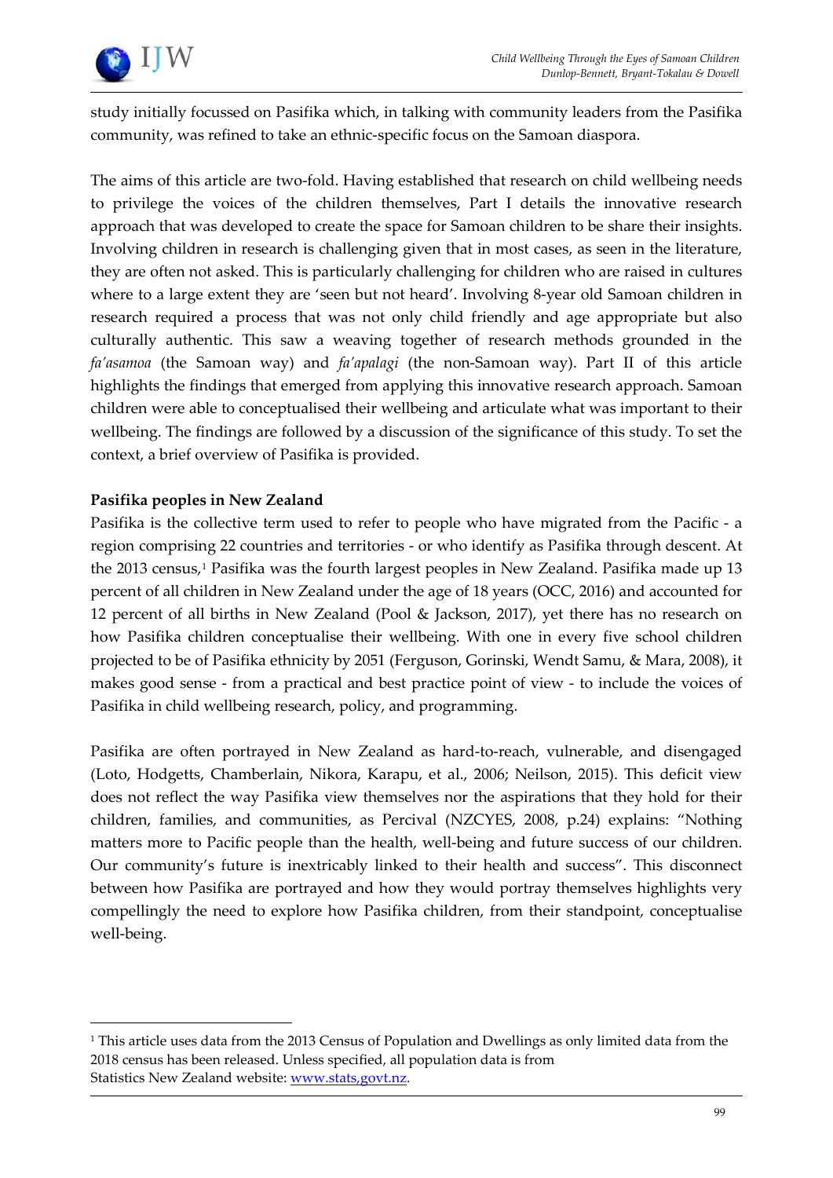study initially focussed on Pasifika which, in talking with community leaders from the Pasifika community, was refined to take an ethnic-specific focus on the Samoan diaspora.

The aims of this article are two-fold. Having established that research on child wellbeing needs to privilege the voices of the children themselves, Part I details the innovative research approach that was developed to create the space for Samoan children to be share their insights. Involving children in research is challenging given that in most cases, as seen in the literature, they are often not asked. This is particularly challenging for children who are raised in cultures where to a large extent they are 'seen but not heard'. Involving 8-year old Samoan children in research required a process that was not only child friendly and age appropriate but also culturally authentic. This saw a weaving together of research methods grounded in the *fa'asamoa* (the Samoan way) and *fa'apalagi* (the non-Samoan way). Part II of this article highlights the findings that emerged from applying this innovative research approach. Samoan children were able to conceptualised their wellbeing and articulate what was important to their wellbeing. The findings are followed by a discussion of the significance of this study. To set the context, a brief overview of Pasifika is provided.

**Pasifika peoples in New Zealand**

Pasifika is the collective term used to refer to people who have migrated from the Pacific - a region comprising 22 countries and territories - or who identify as Pasifika through descent. At the 2013 census,[1] Pasifika was the fourth largest peoples in New Zealand. Pasifika made up 13 percent of all children in New Zealand under the age of 18 years (OCC, 2016) and accounted for 12 percent of all births in New Zealand (Pool & Jackson, 2017), yet there has no research on how Pasifika children conceptualise their wellbeing. With one in every five school children projected to be of Pasifika ethnicity by 2051 (Ferguson, Gorinski, Wendt Samu, & Mara, 2008), it makes good sense - from a practical and best practice point of view - to include the voices of Pasifika in child wellbeing research, policy, and programming.

Pasifika are often portrayed in New Zealand as hard-to-reach, vulnerable, and disengaged (Loto, Hodgetts, Chamberlain, Nikora, Karapu, et al., 2006; Neilson, 2015). This deficit view does not reflect the way Pasifika view themselves nor the aspirations that they hold for their children, families, and communities, as Percival (NZCYES, 2008, p.24) explains: "Nothing matters more to Pacific people than the health, well-being and future success of our children. Our community's future is inextricably linked to their health and success". This disconnect between how Pasifika are portrayed and how they would portray themselves highlights very compellingly the need to explore how Pasifika children, from their standpoint, conceptualise well-being.

---

[1] This article uses data from the 2013 Census of Population and Dwellings as only limited data from the 2018 census has been released. Unless specified, all population data is from Statistics New Zealand website: www.stats,govt.nz.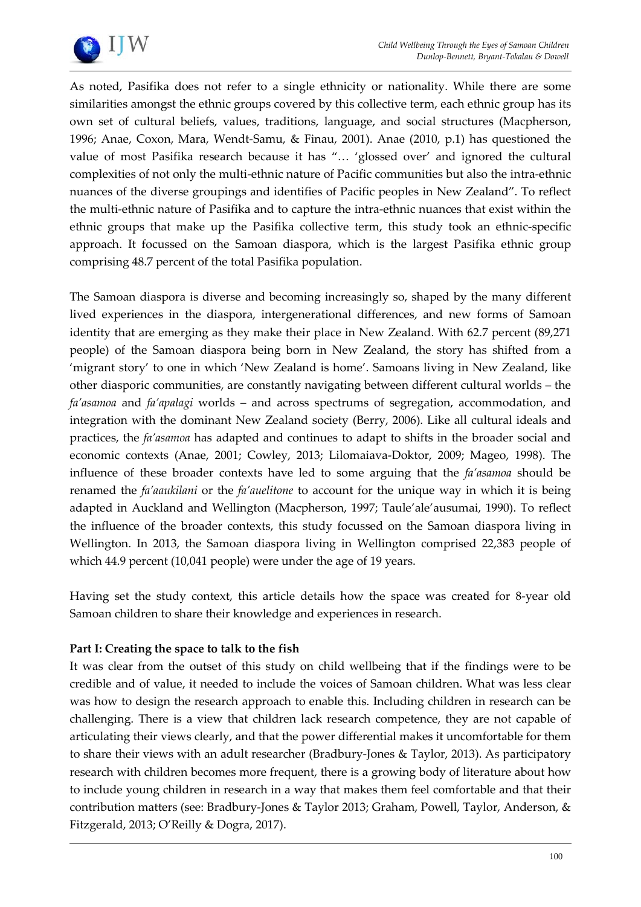As noted, Pasifika does not refer to a single ethnicity or nationality. While there are some similarities amongst the ethnic groups covered by this collective term, each ethnic group has its own set of cultural beliefs, values, traditions, language, and social structures (Macpherson, 1996; Anae, Coxon, Mara, Wendt-Samu, & Finau, 2001). Anae (2010, p.1) has questioned the value of most Pasifika research because it has "… 'glossed over' and ignored the cultural complexities of not only the multi-ethnic nature of Pacific communities but also the intra-ethnic nuances of the diverse groupings and identifies of Pacific peoples in New Zealand". To reflect the multi-ethnic nature of Pasifika and to capture the intra-ethnic nuances that exist within the ethnic groups that make up the Pasifika collective term, this study took an ethnic-specific approach. It focussed on the Samoan diaspora, which is the largest Pasifika ethnic group comprising 48.7 percent of the total Pasifika population.

The Samoan diaspora is diverse and becoming increasingly so, shaped by the many different lived experiences in the diaspora, intergenerational differences, and new forms of Samoan identity that are emerging as they make their place in New Zealand. With 62.7 percent (89,271 people) of the Samoan diaspora being born in New Zealand, the story has shifted from a 'migrant story' to one in which 'New Zealand is home'. Samoans living in New Zealand, like other diasporic communities, are constantly navigating between different cultural worlds – the *fa'asamoa* and *fa'apalagi* worlds – and across spectrums of segregation, accommodation, and integration with the dominant New Zealand society (Berry, 2006). Like all cultural ideals and practices, the *fa'asamoa* has adapted and continues to adapt to shifts in the broader social and economic contexts (Anae, 2001; Cowley, 2013; Lilomaiava-Doktor, 2009; Mageo, 1998). The influence of these broader contexts have led to some arguing that the *fa'asamoa* should be renamed the *fa'aaukilani* or the *fa'auelitone* to account for the unique way in which it is being adapted in Auckland and Wellington (Macpherson, 1997; Taule'ale'ausumai, 1990). To reflect the influence of the broader contexts, this study focussed on the Samoan diaspora living in Wellington. In 2013, the Samoan diaspora living in Wellington comprised 22,383 people of which 44.9 percent (10,041 people) were under the age of 19 years.

Having set the study context, this article details how the space was created for 8-year old Samoan children to share their knowledge and experiences in research.

**Part I: Creating the space to talk to the fish**

It was clear from the outset of this study on child wellbeing that if the findings were to be credible and of value, it needed to include the voices of Samoan children. What was less clear was how to design the research approach to enable this. Including children in research can be challenging. There is a view that children lack research competence, they are not capable of articulating their views clearly, and that the power differential makes it uncomfortable for them to share their views with an adult researcher (Bradbury-Jones & Taylor, 2013). As participatory research with children becomes more frequent, there is a growing body of literature about how to include young children in research in a way that makes them feel comfortable and that their contribution matters (see: Bradbury-Jones & Taylor 2013; Graham, Powell, Taylor, Anderson, & Fitzgerald, 2013; O'Reilly & Dogra, 2017).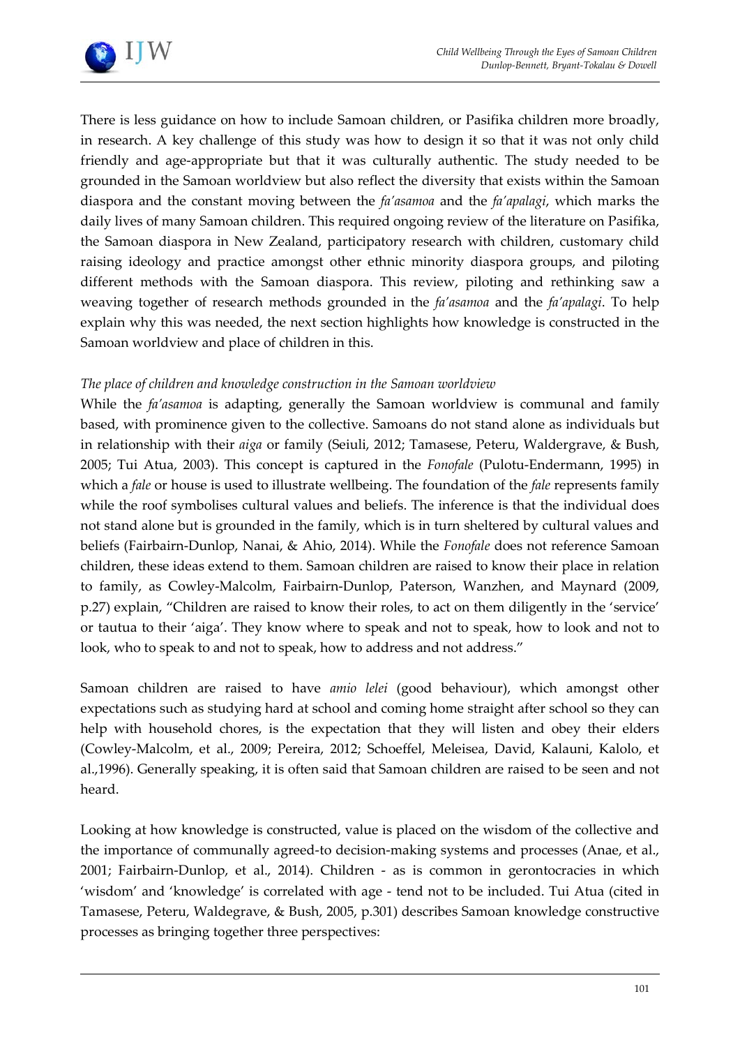There is less guidance on how to include Samoan children, or Pasifika children more broadly, in research. A key challenge of this study was how to design it so that it was not only child friendly and age-appropriate but that it was culturally authentic. The study needed to be grounded in the Samoan worldview but also reflect the diversity that exists within the Samoan diaspora and the constant moving between the *fa'asamoa* and the *fa'apalagi*, which marks the daily lives of many Samoan children. This required ongoing review of the literature on Pasifika, the Samoan diaspora in New Zealand, participatory research with children, customary child raising ideology and practice amongst other ethnic minority diaspora groups, and piloting different methods with the Samoan diaspora. This review, piloting and rethinking saw a weaving together of research methods grounded in the *fa'asamoa* and the *fa'apalagi*. To help explain why this was needed, the next section highlights how knowledge is constructed in the Samoan worldview and place of children in this.

### *The place of children and knowledge construction in the Samoan worldview*

While the *fa'asamoa* is adapting, generally the Samoan worldview is communal and family based, with prominence given to the collective. Samoans do not stand alone as individuals but in relationship with their *aiga* or family (Seiuli, 2012; Tamasese, Peteru, Waldergrave, & Bush, 2005; Tui Atua, 2003). This concept is captured in the *Fonofale* (Pulotu-Endermann, 1995) in which a *fale* or house is used to illustrate wellbeing. The foundation of the *fale* represents family while the roof symbolises cultural values and beliefs. The inference is that the individual does not stand alone but is grounded in the family, which is in turn sheltered by cultural values and beliefs (Fairbairn-Dunlop, Nanai, & Ahio, 2014). While the *Fonofale* does not reference Samoan children, these ideas extend to them. Samoan children are raised to know their place in relation to family, as Cowley-Malcolm, Fairbairn-Dunlop, Paterson, Wanzhen, and Maynard (2009, p.27) explain, "Children are raised to know their roles, to act on them diligently in the 'service' or tautua to their 'aiga'. They know where to speak and not to speak, how to look and not to look, who to speak to and not to speak, how to address and not address."

Samoan children are raised to have *amio lelei* (good behaviour), which amongst other expectations such as studying hard at school and coming home straight after school so they can help with household chores, is the expectation that they will listen and obey their elders (Cowley-Malcolm, et al., 2009; Pereira, 2012; Schoeffel, Meleisea, David, Kalauni, Kalolo, et al.,1996). Generally speaking, it is often said that Samoan children are raised to be seen and not heard.

Looking at how knowledge is constructed, value is placed on the wisdom of the collective and the importance of communally agreed-to decision-making systems and processes (Anae, et al., 2001; Fairbairn-Dunlop, et al., 2014). Children - as is common in gerontocracies in which 'wisdom' and 'knowledge' is correlated with age - tend not to be included. Tui Atua (cited in Tamasese, Peteru, Waldegrave, & Bush, 2005, p.301) describes Samoan knowledge constructive processes as bringing together three perspectives: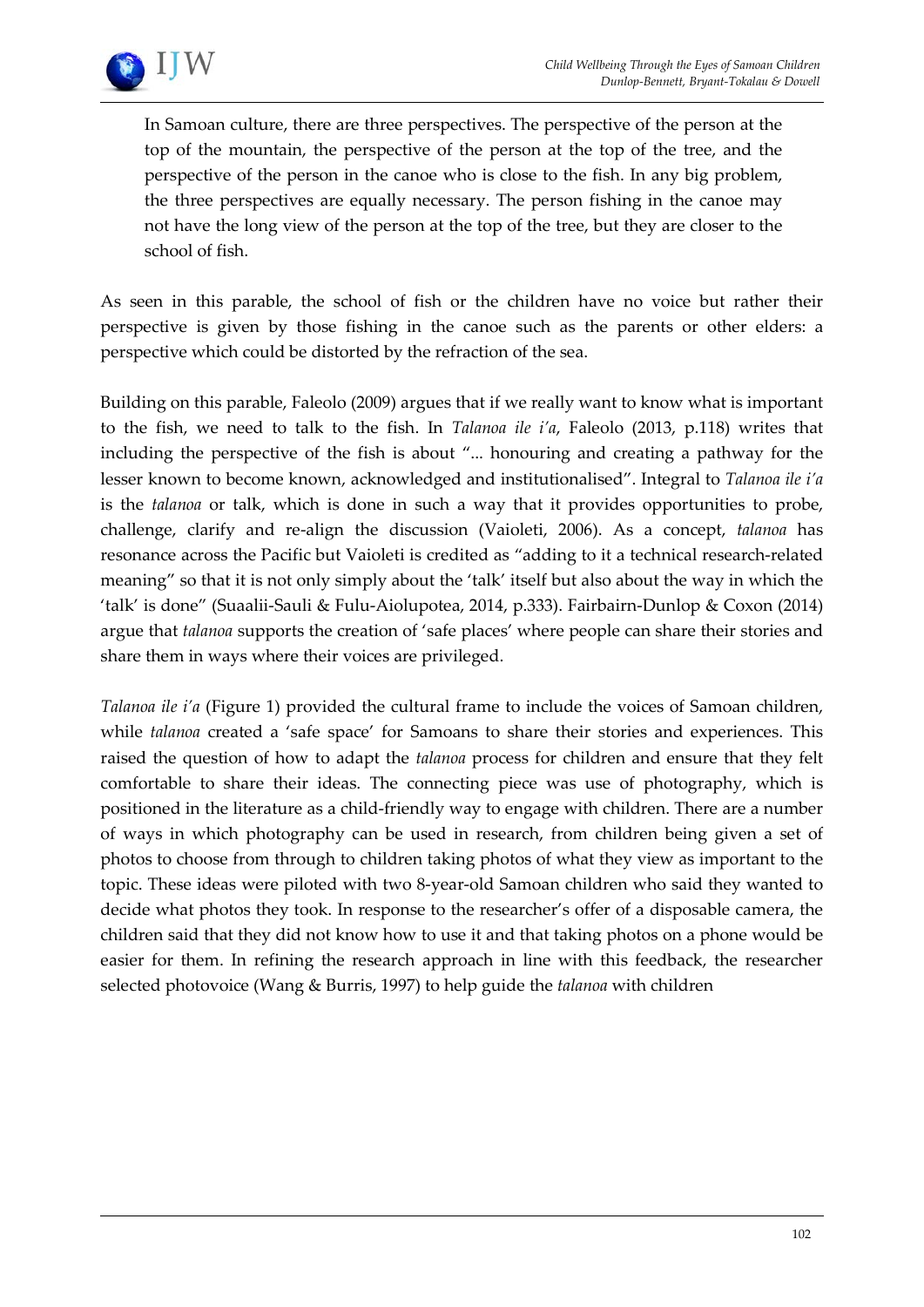> In Samoan culture, there are three perspectives. The perspective of the person at the top of the mountain, the perspective of the person at the top of the tree, and the perspective of the person in the canoe who is close to the fish. In any big problem, the three perspectives are equally necessary. The person fishing in the canoe may not have the long view of the person at the top of the tree, but they are closer to the school of fish.

As seen in this parable, the school of fish or the children have no voice but rather their perspective is given by those fishing in the canoe such as the parents or other elders: a perspective which could be distorted by the refraction of the sea.

Building on this parable, Faleolo (2009) argues that if we really want to know what is important to the fish, we need to talk to the fish. In *Talanoa ile i'a*, Faleolo (2013, p.118) writes that including the perspective of the fish is about "... honouring and creating a pathway for the lesser known to become known, acknowledged and institutionalised". Integral to *Talanoa ile i'a* is the *talanoa* or talk, which is done in such a way that it provides opportunities to probe, challenge, clarify and re-align the discussion (Vaioleti, 2006). As a concept, *talanoa* has resonance across the Pacific but Vaioleti is credited as "adding to it a technical research-related meaning" so that it is not only simply about the 'talk' itself but also about the way in which the 'talk' is done" (Suaalii-Sauli & Fulu-Aiolupotea, 2014, p.333). Fairbairn-Dunlop & Coxon (2014) argue that *talanoa* supports the creation of 'safe places' where people can share their stories and share them in ways where their voices are privileged.

*Talanoa ile i'a* (Figure 1) provided the cultural frame to include the voices of Samoan children, while *talanoa* created a 'safe space' for Samoans to share their stories and experiences. This raised the question of how to adapt the *talanoa* process for children and ensure that they felt comfortable to share their ideas. The connecting piece was use of photography, which is positioned in the literature as a child-friendly way to engage with children. There are a number of ways in which photography can be used in research, from children being given a set of photos to choose from through to children taking photos of what they view as important to the topic. These ideas were piloted with two 8-year-old Samoan children who said they wanted to decide what photos they took. In response to the researcher's offer of a disposable camera, the children said that they did not know how to use it and that taking photos on a phone would be easier for them. In refining the research approach in line with this feedback, the researcher selected photovoice (Wang & Burris, 1997) to help guide the *talanoa* with children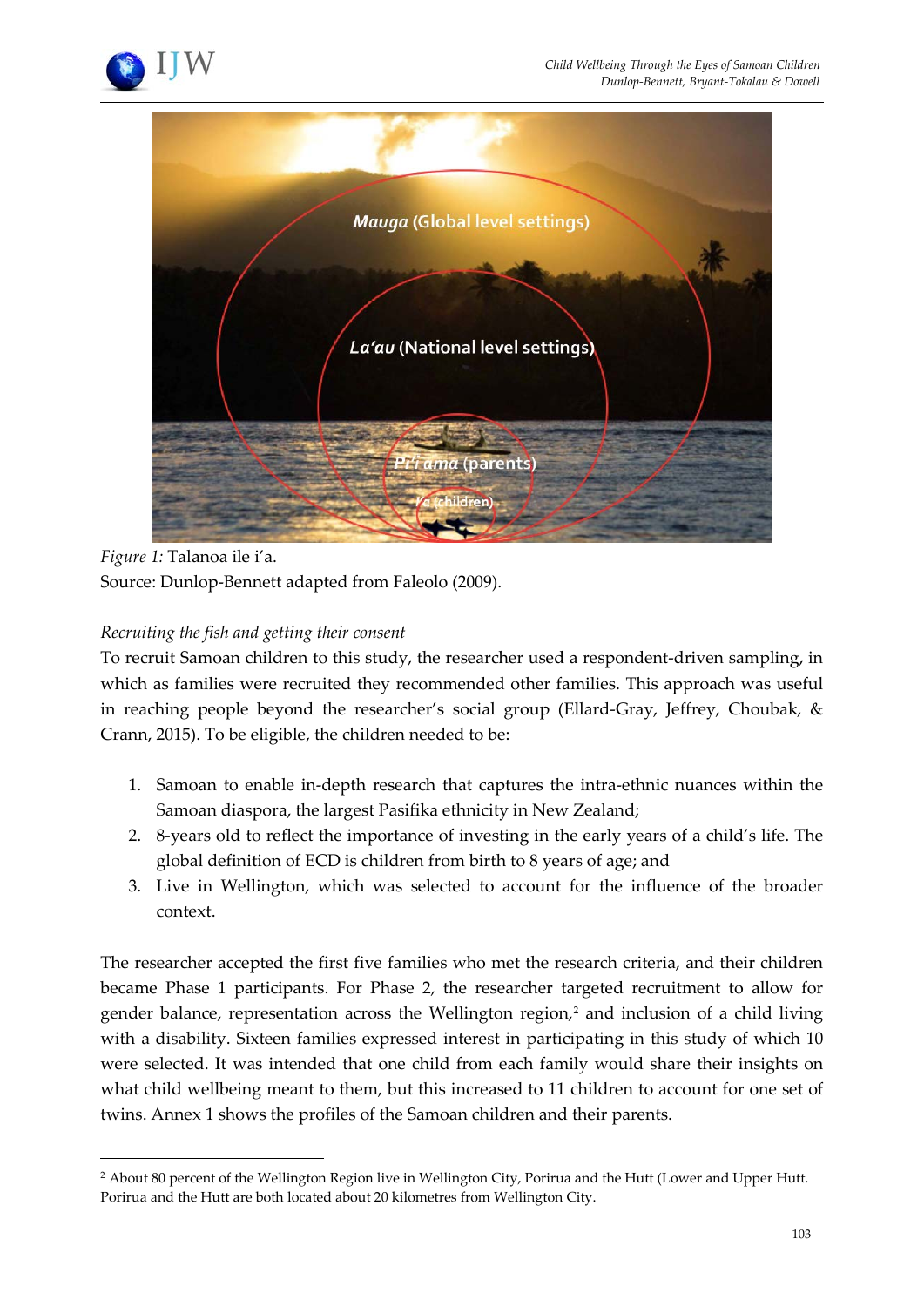*Figure 1:* Talanoa ile i'a.
Source: Dunlop-Bennett adapted from Faleolo (2009).

*Recruiting the fish and getting their consent*

To recruit Samoan children to this study, the researcher used a respondent-driven sampling, in which as families were recruited they recommended other families. This approach was useful in reaching people beyond the researcher's social group (Ellard-Gray, Jeffrey, Choubak, & Crann, 2015). To be eligible, the children needed to be:

1. Samoan to enable in-depth research that captures the intra-ethnic nuances within the Samoan diaspora, the largest Pasifika ethnicity in New Zealand;
2. 8-years old to reflect the importance of investing in the early years of a child's life. The global definition of ECD is children from birth to 8 years of age; and
3. Live in Wellington, which was selected to account for the influence of the broader context.

The researcher accepted the first five families who met the research criteria, and their children became Phase 1 participants. For Phase 2, the researcher targeted recruitment to allow for gender balance, representation across the Wellington region,[2] and inclusion of a child living with a disability. Sixteen families expressed interest in participating in this study of which 10 were selected. It was intended that one child from each family would share their insights on what child wellbeing meant to them, but this increased to 11 children to account for one set of twins. Annex 1 shows the profiles of the Samoan children and their parents.

[2] About 80 percent of the Wellington Region live in Wellington City, Porirua and the Hutt (Lower and Upper Hutt. Porirua and the Hutt are both located about 20 kilometres from Wellington City.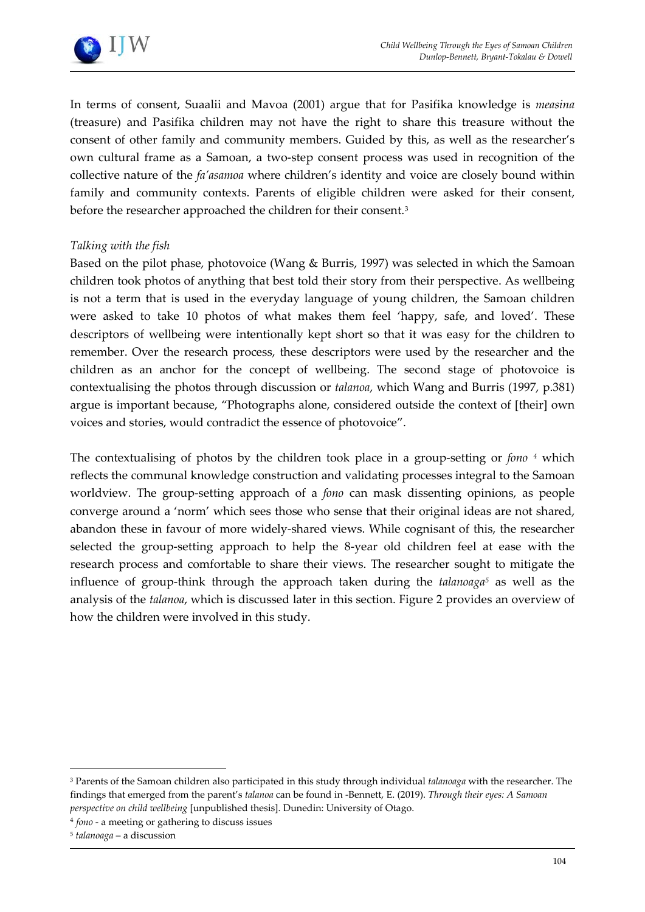In terms of consent, Suaalii and Mavoa (2001) argue that for Pasifika knowledge is *measina* (treasure) and Pasifika children may not have the right to share this treasure without the consent of other family and community members. Guided by this, as well as the researcher's own cultural frame as a Samoan, a two-step consent process was used in recognition of the collective nature of the *fa'asamoa* where children's identity and voice are closely bound within family and community contexts. Parents of eligible children were asked for their consent, before the researcher approached the children for their consent.[3]

*Talking with the fish*

Based on the pilot phase, photovoice (Wang & Burris, 1997) was selected in which the Samoan children took photos of anything that best told their story from their perspective. As wellbeing is not a term that is used in the everyday language of young children, the Samoan children were asked to take 10 photos of what makes them feel 'happy, safe, and loved'. These descriptors of wellbeing were intentionally kept short so that it was easy for the children to remember. Over the research process, these descriptors were used by the researcher and the children as an anchor for the concept of wellbeing. The second stage of photovoice is contextualising the photos through discussion or *talanoa*, which Wang and Burris (1997, p.381) argue is important because, "Photographs alone, considered outside the context of [their] own voices and stories, would contradict the essence of photovoice".

The contextualising of photos by the children took place in a group-setting or *fono* [4] which reflects the communal knowledge construction and validating processes integral to the Samoan worldview. The group-setting approach of a *fono* can mask dissenting opinions, as people converge around a 'norm' which sees those who sense that their original ideas are not shared, abandon these in favour of more widely-shared views. While cognisant of this, the researcher selected the group-setting approach to help the 8-year old children feel at ease with the research process and comfortable to share their views. The researcher sought to mitigate the influence of group-think through the approach taken during the *talanoaga*[5] as well as the analysis of the *talanoa*, which is discussed later in this section. Figure 2 provides an overview of how the children were involved in this study.

---

[3] Parents of the Samoan children also participated in this study through individual *talanoaga* with the researcher. The findings that emerged from the parent's *talanoa* can be found in -Bennett, E. (2019). *Through their eyes: A Samoan perspective on child wellbeing* [unpublished thesis]. Dunedin: University of Otago.

[4] *fono* - a meeting or gathering to discuss issues

[5] *talanoaga* – a discussion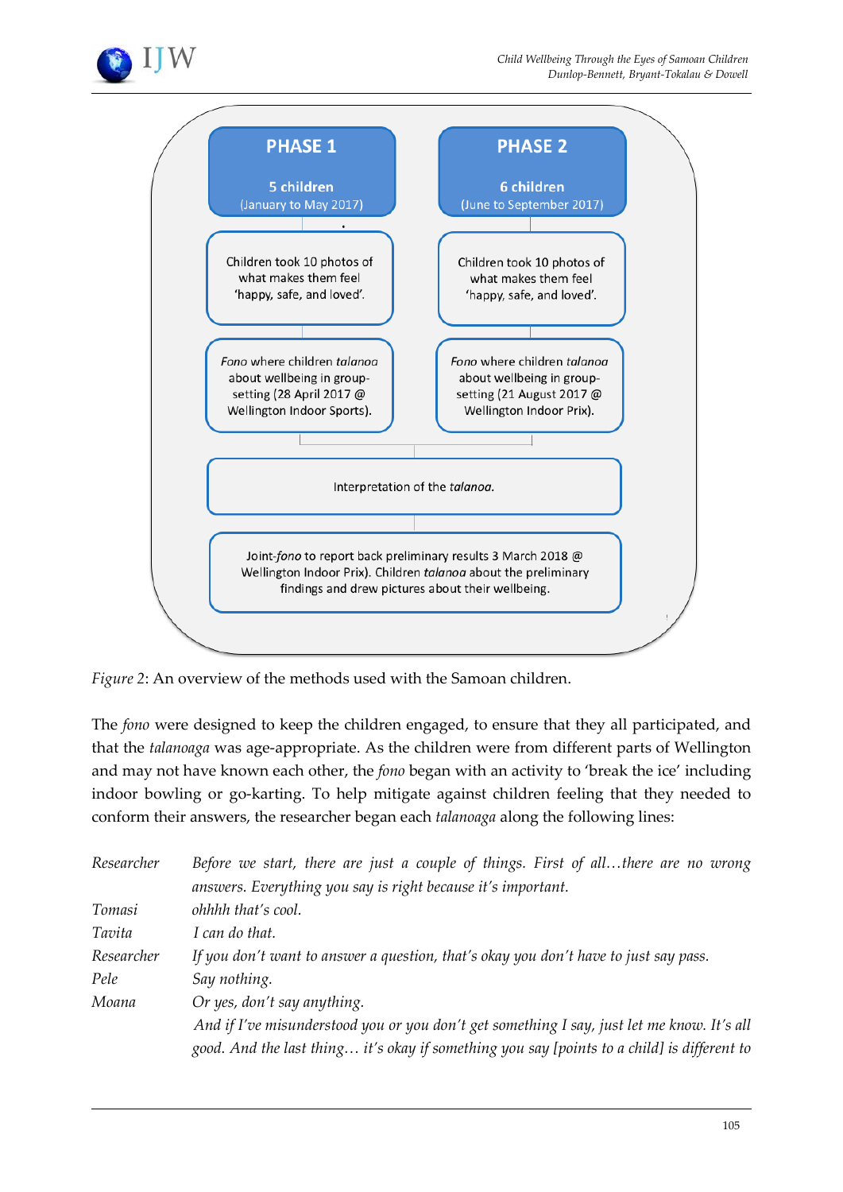**PHASE 1**

5 children
(January to May 2017)

Children took 10 photos of what makes them feel 'happy, safe, and loved'.

*Fono* where children *talanoa* about wellbeing in group-setting (28 April 2017 @ Wellington Indoor Sports).

**PHASE 2**

6 children
(June to September 2017)

Children took 10 photos of what makes them feel 'happy, safe, and loved'.

*Fono* where children *talanoa* about wellbeing in group-setting (21 August 2017 @ Wellington Indoor Prix).

Interpretation of the *talanoa*.

Joint-*fono* to report back preliminary results 3 March 2018 @ Wellington Indoor Prix). Children *talanoa* about the preliminary findings and drew pictures about their wellbeing.

*Figure 2*: An overview of the methods used with the Samoan children.

The *fono* were designed to keep the children engaged, to ensure that they all participated, and that the *talanoaga* was age-appropriate. As the children were from different parts of Wellington and may not have known each other, the *fono* began with an activity to 'break the ice' including indoor bowling or go-karting. To help mitigate against children feeling that they needed to conform their answers, the researcher began each *talanoaga* along the following lines:

| | |
|---|---|
| Researcher | *Before we start, there are just a couple of things. First of all…there are no wrong answers. Everything you say is right because it's important.* |
| Tomasi | *ohhhh that's cool.* |
| Tavita | *I can do that.* |
| Researcher | *If you don't want to answer a question, that's okay you don't have to just say pass.* |
| Pele | *Say nothing.* |
| Moana | *Or yes, don't say anything.* |
| | *And if I've misunderstood you or you don't get something I say, just let me know. It's all good. And the last thing… it's okay if something you say [points to a child] is different to* |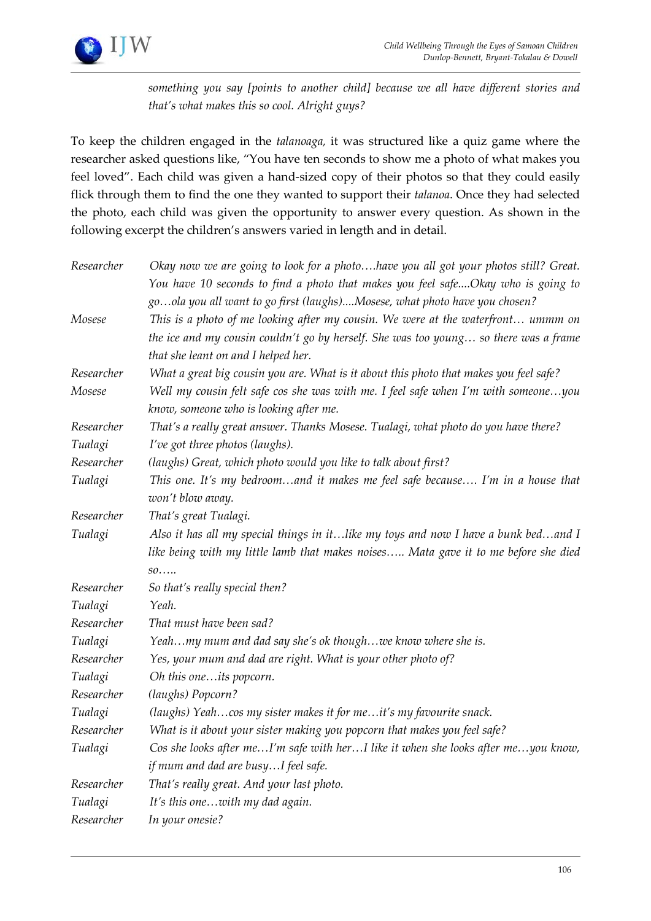*something you say [points to another child] because we all have different stories and that's what makes this so cool. Alright guys?*

To keep the children engaged in the *talanoaga,* it was structured like a quiz game where the researcher asked questions like, "You have ten seconds to show me a photo of what makes you feel loved". Each child was given a hand-sized copy of their photos so that they could easily flick through them to find the one they wanted to support their *talanoa*. Once they had selected the photo, each child was given the opportunity to answer every question. As shown in the following excerpt the children's answers varied in length and in detail.

| | |
|---|---|
| *Researcher* | *Okay now we are going to look for a photo….have you all got your photos still? Great. You have 10 seconds to find a photo that makes you feel safe....Okay who is going to go…ola you all want to go first (laughs)....Mosese, what photo have you chosen?* |
| *Mosese* | *This is a photo of me looking after my cousin. We were at the waterfront… ummm on the ice and my cousin couldn't go by herself. She was too young… so there was a frame that she leant on and I helped her.* |
| *Researcher* | *What a great big cousin you are. What is it about this photo that makes you feel safe?* |
| *Mosese* | *Well my cousin felt safe cos she was with me. I feel safe when I'm with someone…you know, someone who is looking after me.* |
| *Researcher* | *That's a really great answer. Thanks Mosese. Tualagi, what photo do you have there?* |
| *Tualagi* | *I've got three photos (laughs).* |
| *Researcher* | *(laughs) Great, which photo would you like to talk about first?* |
| *Tualagi* | *This one. It's my bedroom…and it makes me feel safe because…. I'm in a house that won't blow away.* |
| *Researcher* | *That's great Tualagi.* |
| *Tualagi* | *Also it has all my special things in it…like my toys and now I have a bunk bed…and I like being with my little lamb that makes noises….. Mata gave it to me before she died so…..* |
| *Researcher* | *So that's really special then?* |
| *Tualagi* | *Yeah.* |
| *Researcher* | *That must have been sad?* |
| *Tualagi* | *Yeah…my mum and dad say she's ok though…we know where she is.* |
| *Researcher* | *Yes, your mum and dad are right. What is your other photo of?* |
| *Tualagi* | *Oh this one…its popcorn.* |
| *Researcher* | *(laughs) Popcorn?* |
| *Tualagi* | *(laughs) Yeah…cos my sister makes it for me…it's my favourite snack.* |
| *Researcher* | *What is it about your sister making you popcorn that makes you feel safe?* |
| *Tualagi* | *Cos she looks after me…I'm safe with her…I like it when she looks after me…you know, if mum and dad are busy…I feel safe.* |
| *Researcher* | *That's really great. And your last photo.* |
| *Tualagi* | *It's this one…with my dad again.* |
| *Researcher* | *In your onesie?* |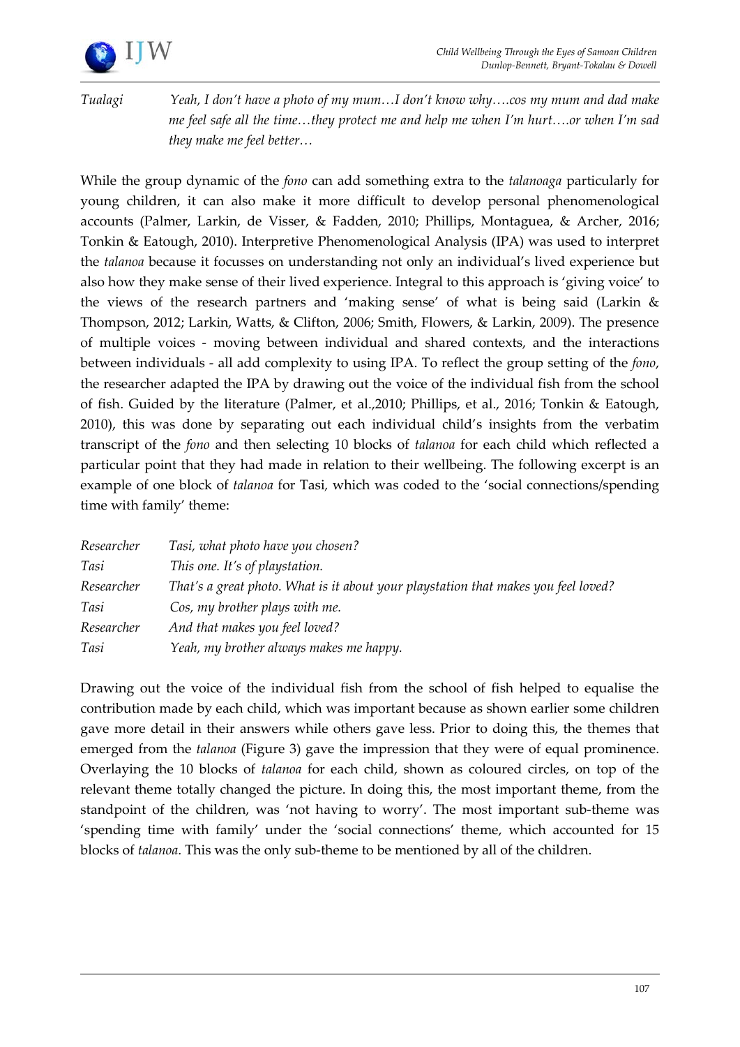| | |
|---|---|
| *Tualagi* | *Yeah, I don't have a photo of my mum…I don't know why….cos my mum and dad make me feel safe all the time…they protect me and help me when I'm hurt….or when I'm sad they make me feel better…* |

While the group dynamic of the *fono* can add something extra to the *talanoaga* particularly for young children, it can also make it more difficult to develop personal phenomenological accounts (Palmer, Larkin, de Visser, & Fadden, 2010; Phillips, Montaguea, & Archer, 2016; Tonkin & Eatough, 2010). Interpretive Phenomenological Analysis (IPA) was used to interpret the *talanoa* because it focusses on understanding not only an individual's lived experience but also how they make sense of their lived experience. Integral to this approach is 'giving voice' to the views of the research partners and 'making sense' of what is being said (Larkin & Thompson, 2012; Larkin, Watts, & Clifton, 2006; Smith, Flowers, & Larkin, 2009). The presence of multiple voices - moving between individual and shared contexts, and the interactions between individuals - all add complexity to using IPA. To reflect the group setting of the *fono*, the researcher adapted the IPA by drawing out the voice of the individual fish from the school of fish. Guided by the literature (Palmer, et al.,2010; Phillips, et al., 2016; Tonkin & Eatough, 2010), this was done by separating out each individual child's insights from the verbatim transcript of the *fono* and then selecting 10 blocks of *talanoa* for each child which reflected a particular point that they had made in relation to their wellbeing. The following excerpt is an example of one block of *talanoa* for Tasi, which was coded to the 'social connections/spending time with family' theme:

| | |
|---|---|
| *Researcher* | *Tasi, what photo have you chosen?* |
| *Tasi* | *This one. It's of playstation.* |
| *Researcher* | *That's a great photo. What is it about your playstation that makes you feel loved?* |
| *Tasi* | *Cos, my brother plays with me.* |
| *Researcher* | *And that makes you feel loved?* |
| *Tasi* | *Yeah, my brother always makes me happy.* |

Drawing out the voice of the individual fish from the school of fish helped to equalise the contribution made by each child, which was important because as shown earlier some children gave more detail in their answers while others gave less. Prior to doing this, the themes that emerged from the *talanoa* (Figure 3) gave the impression that they were of equal prominence. Overlaying the 10 blocks of *talanoa* for each child, shown as coloured circles, on top of the relevant theme totally changed the picture. In doing this, the most important theme, from the standpoint of the children, was 'not having to worry'. The most important sub-theme was 'spending time with family' under the 'social connections' theme, which accounted for 15 blocks of *talanoa*. This was the only sub-theme to be mentioned by all of the children.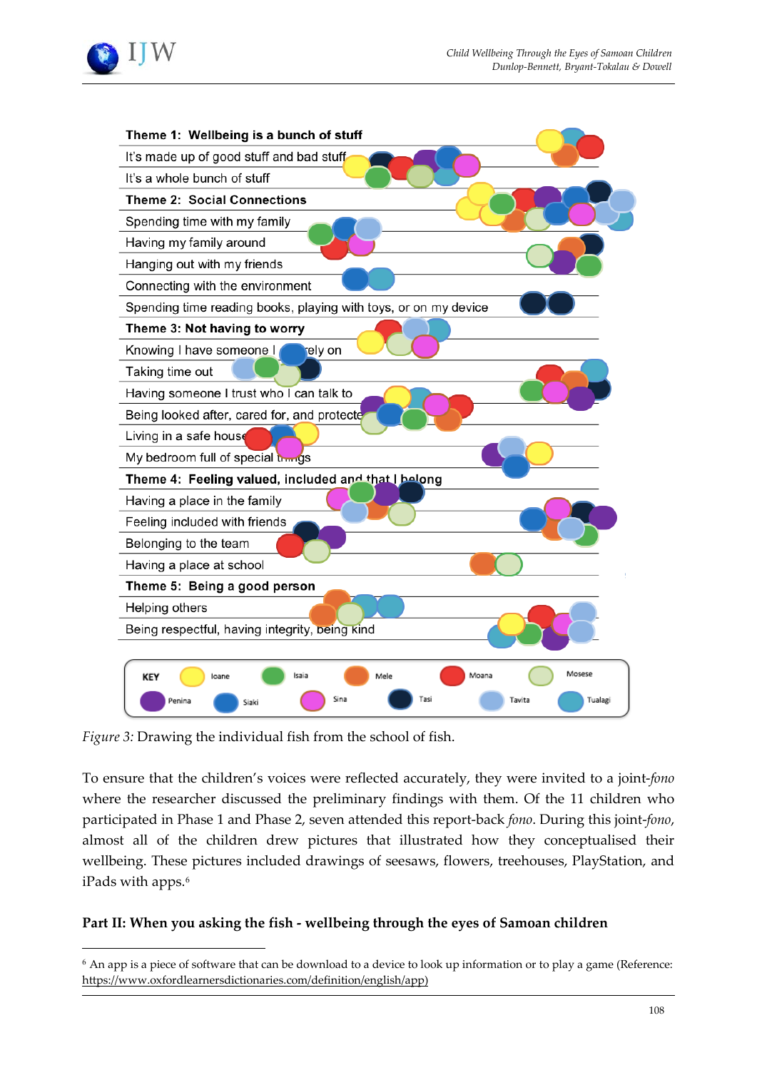Theme 1: Wellbeing is a bunch of stuff
- It's made up of good stuff and bad stuff
- It's a whole bunch of stuff

Theme 2: Social Connections
- Spending time with my family
- Having my family around
- Hanging out with my friends
- Connecting with the environment
- Spending time reading books, playing with toys, or on my device

Theme 3: Not having to worry
- Knowing I have someone I can rely on
- Taking time out
- Having someone I trust who I can talk to
- Being looked after, cared for, and protected
- Living in a safe house
- My bedroom full of special things

Theme 4: Feeling valued, included and that I belong
- Having a place in the family
- Feeling included with friends
- Belonging to the team
- Having a place at school

Theme 5: Being a good person
- Helping others
- Being respectful, having integrity, being kind

KEY: Ioane, Isaia, Mele, Moana, Mosese, Penina, Siaki, Sina, Tasi, Tavita, Tualagi

*Figure 3:* Drawing the individual fish from the school of fish.

To ensure that the children's voices were reflected accurately, they were invited to a joint-*fono* where the researcher discussed the preliminary findings with them. Of the 11 children who participated in Phase 1 and Phase 2, seven attended this report-back *fono*. During this joint-*fono*, almost all of the children drew pictures that illustrated how they conceptualised their wellbeing. These pictures included drawings of seesaws, flowers, treehouses, PlayStation, and iPads with apps.[6]

## Part II: When you asking the fish - wellbeing through the eyes of Samoan children

[6] An app is a piece of software that can be download to a device to look up information or to play a game (Reference: https://www.oxfordlearnersdictionaries.com/definition/english/app)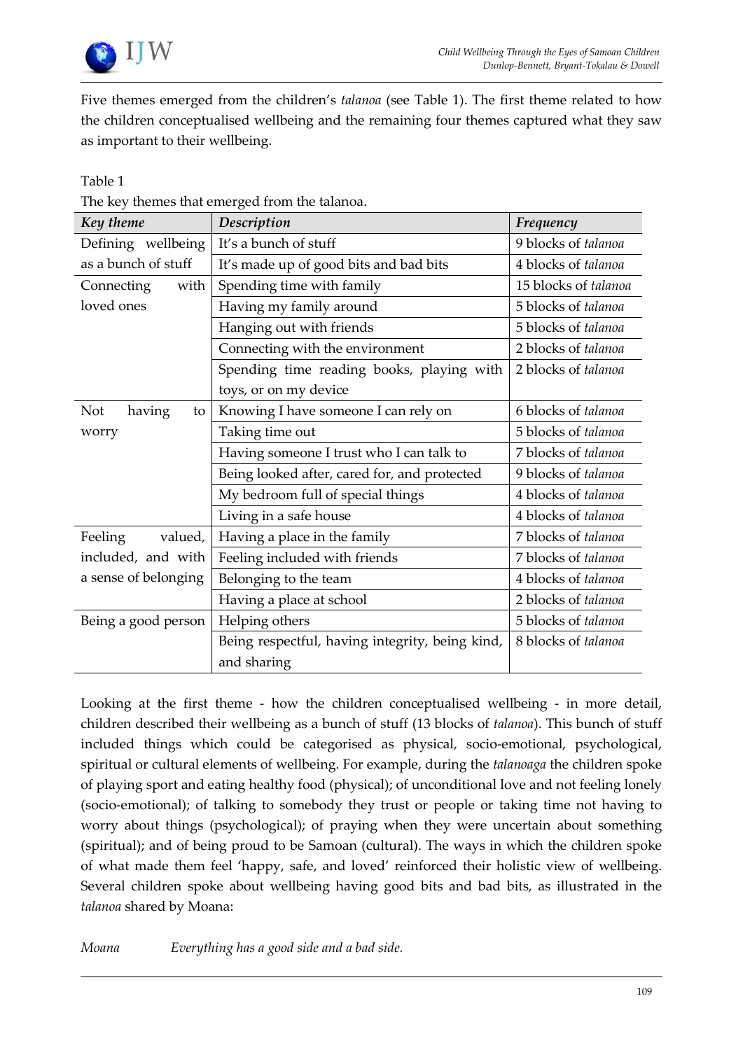Five themes emerged from the children's *talanoa* (see Table 1). The first theme related to how the children conceptualised wellbeing and the remaining four themes captured what they saw as important to their wellbeing.

Table 1
The key themes that emerged from the talanoa.

| *Key theme* | *Description* | *Frequency* |
| --- | --- | --- |
| Defining wellbeing as a bunch of stuff | It's a bunch of stuff | 9 blocks of *talanoa* |
| | It's made up of good bits and bad bits | 4 blocks of *talanoa* |
| Connecting with loved ones | Spending time with family | 15 blocks of *talanoa* |
| | Having my family around | 5 blocks of *talanoa* |
| | Hanging out with friends | 5 blocks of *talanoa* |
| | Connecting with the environment | 2 blocks of *talanoa* |
| | Spending time reading books, playing with toys, or on my device | 2 blocks of *talanoa* |
| Not having to worry | Knowing I have someone I can rely on | 6 blocks of *talanoa* |
| | Taking time out | 5 blocks of *talanoa* |
| | Having someone I trust who I can talk to | 7 blocks of *talanoa* |
| | Being looked after, cared for, and protected | 9 blocks of *talanoa* |
| | My bedroom full of special things | 4 blocks of *talanoa* |
| | Living in a safe house | 4 blocks of *talanoa* |
| Feeling valued, included, and with a sense of belonging | Having a place in the family | 7 blocks of *talanoa* |
| | Feeling included with friends | 7 blocks of *talanoa* |
| | Belonging to the team | 4 blocks of *talanoa* |
| | Having a place at school | 2 blocks of *talanoa* |
| Being a good person | Helping others | 5 blocks of *talanoa* |
| | Being respectful, having integrity, being kind, and sharing | 8 blocks of *talanoa* |

Looking at the first theme - how the children conceptualised wellbeing - in more detail, children described their wellbeing as a bunch of stuff (13 blocks of *talanoa*). This bunch of stuff included things which could be categorised as physical, socio-emotional, psychological, spiritual or cultural elements of wellbeing. For example, during the *talanoaga* the children spoke of playing sport and eating healthy food (physical); of unconditional love and not feeling lonely (socio-emotional); of talking to somebody they trust or people or taking time not having to worry about things (psychological); of praying when they were uncertain about something (spiritual); and of being proud to be Samoan (cultural). The ways in which the children spoke of what made them feel 'happy, safe, and loved' reinforced their holistic view of wellbeing. Several children spoke about wellbeing having good bits and bad bits, as illustrated in the *talanoa* shared by Moana:

*Moana* *Everything has a good side and a bad side.*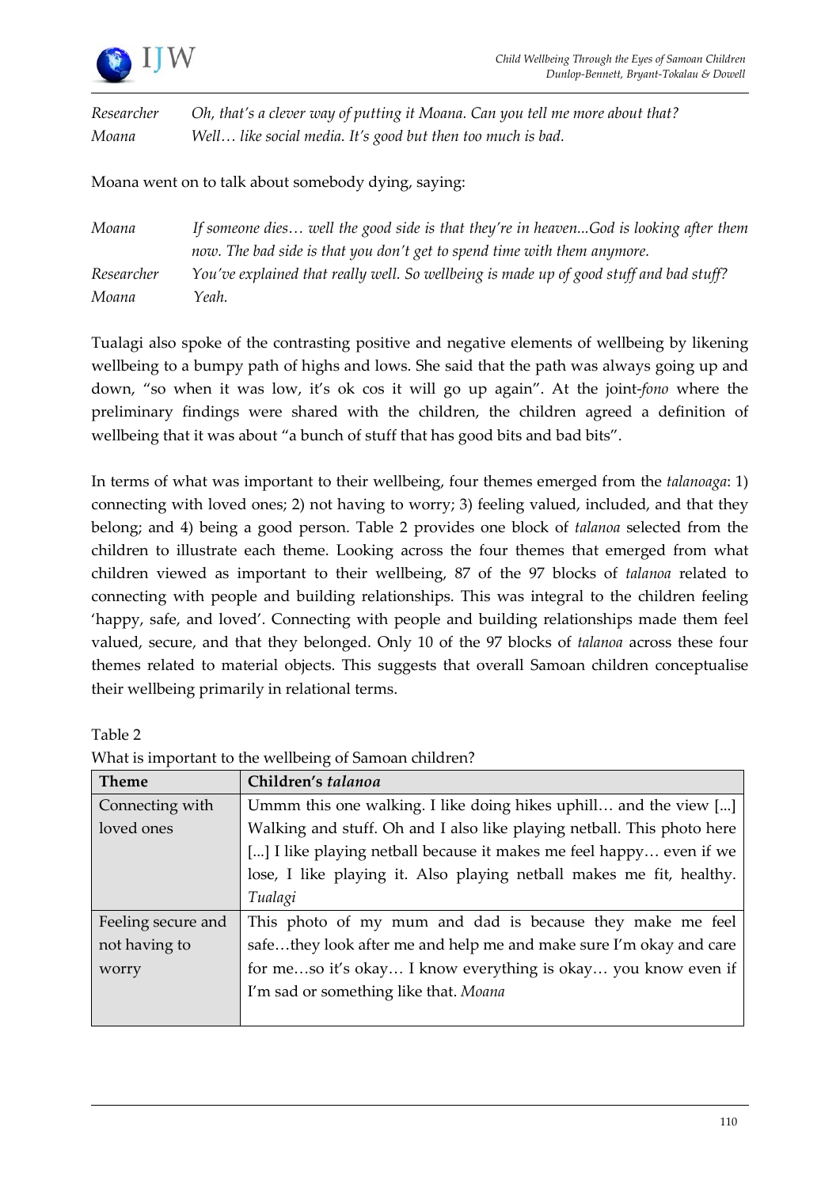| | |
|---|---|
| *Researcher* | *Oh, that's a clever way of putting it Moana. Can you tell me more about that?* |
| *Moana* | *Well… like social media. It's good but then too much is bad.* |

Moana went on to talk about somebody dying, saying:

| | |
|---|---|
| *Moana* | *If someone dies… well the good side is that they're in heaven...God is looking after them now. The bad side is that you don't get to spend time with them anymore.* |
| *Researcher* | *You've explained that really well. So wellbeing is made up of good stuff and bad stuff?* |
| *Moana* | *Yeah.* |

Tualagi also spoke of the contrasting positive and negative elements of wellbeing by likening wellbeing to a bumpy path of highs and lows. She said that the path was always going up and down, "so when it was low, it's ok cos it will go up again". At the joint-*fono* where the preliminary findings were shared with the children, the children agreed a definition of wellbeing that it was about "a bunch of stuff that has good bits and bad bits".

In terms of what was important to their wellbeing, four themes emerged from the *talanoaga*: 1) connecting with loved ones; 2) not having to worry; 3) feeling valued, included, and that they belong; and 4) being a good person. Table 2 provides one block of *talanoa* selected from the children to illustrate each theme. Looking across the four themes that emerged from what children viewed as important to their wellbeing, 87 of the 97 blocks of *talanoa* related to connecting with people and building relationships. This was integral to the children feeling 'happy, safe, and loved'. Connecting with people and building relationships made them feel valued, secure, and that they belonged. Only 10 of the 97 blocks of *talanoa* across these four themes related to material objects. This suggests that overall Samoan children conceptualise their wellbeing primarily in relational terms.

Table 2

What is important to the wellbeing of Samoan children?

| Theme | Children's *talanoa* |
|---|---|
| Connecting with loved ones | Ummm this one walking. I like doing hikes uphill… and the view [...] Walking and stuff. Oh and I also like playing netball. This photo here [...] I like playing netball because it makes me feel happy… even if we lose, I like playing it. Also playing netball makes me fit, healthy. *Tualagi* |
| Feeling secure and not having to worry | This photo of my mum and dad is because they make me feel safe…they look after me and help me and make sure I'm okay and care for me…so it's okay… I know everything is okay… you know even if I'm sad or something like that. *Moana* |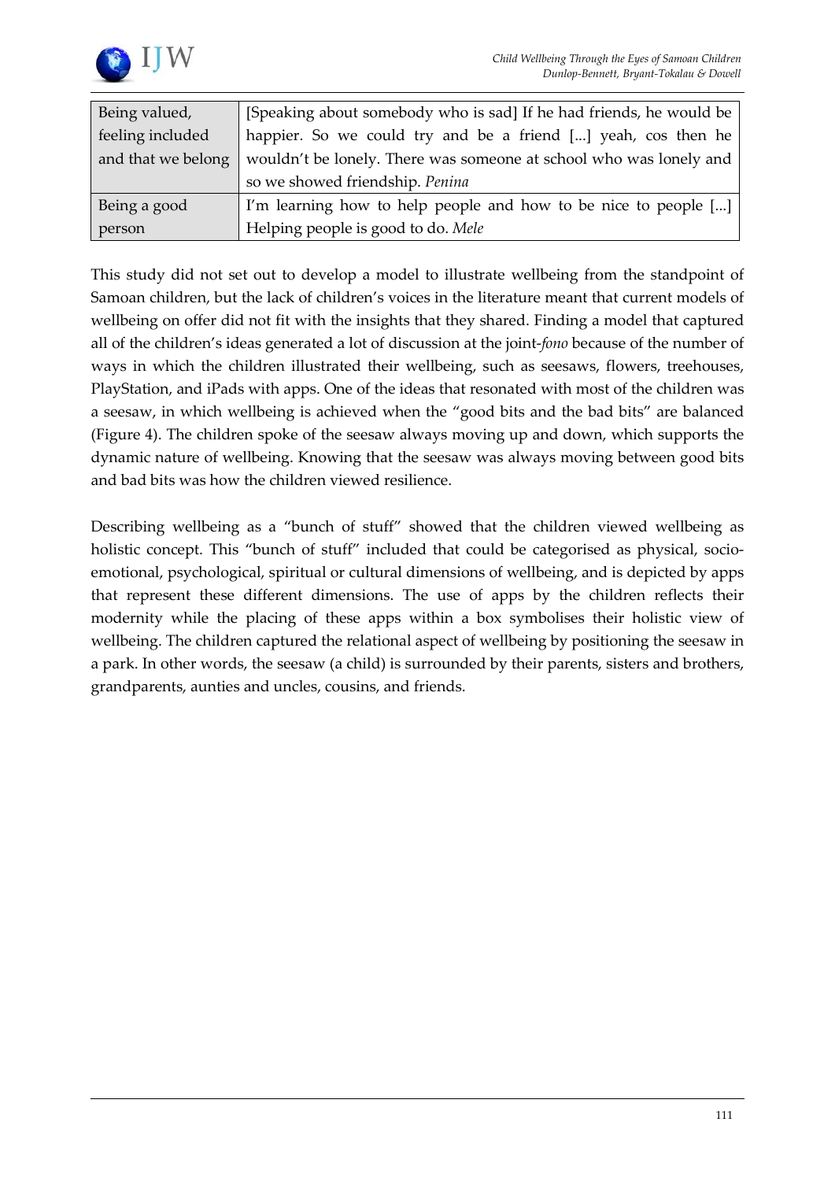| | |
|---|---|
| Being valued, feeling included and that we belong | [Speaking about somebody who is sad] If he had friends, he would be happier. So we could try and be a friend [...] yeah, cos then he wouldn't be lonely. There was someone at school who was lonely and so we showed friendship. *Penina* |
| Being a good person | I'm learning how to help people and how to be nice to people [...] Helping people is good to do. *Mele* |

This study did not set out to develop a model to illustrate wellbeing from the standpoint of Samoan children, but the lack of children's voices in the literature meant that current models of wellbeing on offer did not fit with the insights that they shared. Finding a model that captured all of the children's ideas generated a lot of discussion at the joint-*fono* because of the number of ways in which the children illustrated their wellbeing, such as seesaws, flowers, treehouses, PlayStation, and iPads with apps. One of the ideas that resonated with most of the children was a seesaw, in which wellbeing is achieved when the "good bits and the bad bits" are balanced (Figure 4). The children spoke of the seesaw always moving up and down, which supports the dynamic nature of wellbeing. Knowing that the seesaw was always moving between good bits and bad bits was how the children viewed resilience.

Describing wellbeing as a "bunch of stuff" showed that the children viewed wellbeing as holistic concept. This "bunch of stuff" included that could be categorised as physical, socio-emotional, psychological, spiritual or cultural dimensions of wellbeing, and is depicted by apps that represent these different dimensions. The use of apps by the children reflects their modernity while the placing of these apps within a box symbolises their holistic view of wellbeing. The children captured the relational aspect of wellbeing by positioning the seesaw in a park. In other words, the seesaw (a child) is surrounded by their parents, sisters and brothers, grandparents, aunties and uncles, cousins, and friends.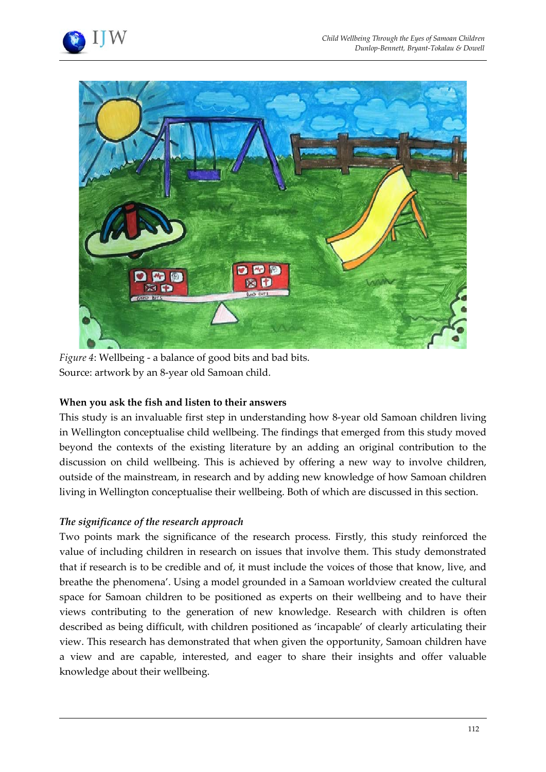*Figure 4*: Wellbeing - a balance of good bits and bad bits.
Source: artwork by an 8-year old Samoan child.

### When you ask the fish and listen to their answers

This study is an invaluable first step in understanding how 8-year old Samoan children living in Wellington conceptualise child wellbeing. The findings that emerged from this study moved beyond the contexts of the existing literature by an adding an original contribution to the discussion on child wellbeing. This is achieved by offering a new way to involve children, outside of the mainstream, in research and by adding new knowledge of how Samoan children living in Wellington conceptualise their wellbeing. Both of which are discussed in this section.

#### *The significance of the research approach*

Two points mark the significance of the research process. Firstly, this study reinforced the value of including children in research on issues that involve them. This study demonstrated that if research is to be credible and of, it must include the voices of those that know, live, and breathe the phenomena'. Using a model grounded in a Samoan worldview created the cultural space for Samoan children to be positioned as experts on their wellbeing and to have their views contributing to the generation of new knowledge. Research with children is often described as being difficult, with children positioned as 'incapable' of clearly articulating their view. This research has demonstrated that when given the opportunity, Samoan children have a view and are capable, interested, and eager to share their insights and offer valuable knowledge about their wellbeing.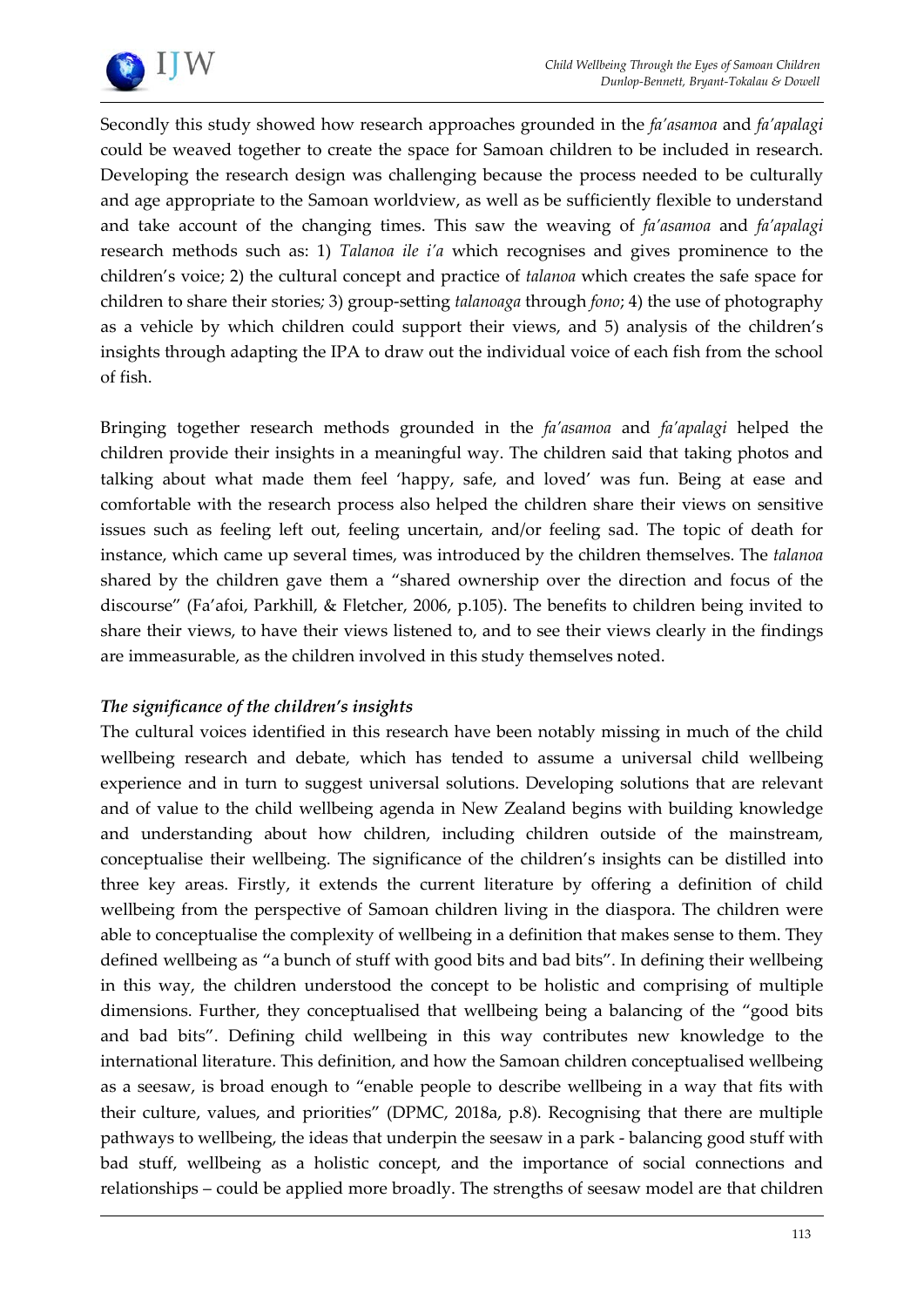Secondly this study showed how research approaches grounded in the *fa'asamoa* and *fa'apalagi* could be weaved together to create the space for Samoan children to be included in research. Developing the research design was challenging because the process needed to be culturally and age appropriate to the Samoan worldview, as well as be sufficiently flexible to understand and take account of the changing times. This saw the weaving of *fa'asamoa* and *fa'apalagi* research methods such as: 1) *Talanoa ile i'a* which recognises and gives prominence to the children's voice; 2) the cultural concept and practice of *talanoa* which creates the safe space for children to share their stories; 3) group-setting *talanoaga* through *fono*; 4) the use of photography as a vehicle by which children could support their views, and 5) analysis of the children's insights through adapting the IPA to draw out the individual voice of each fish from the school of fish.

Bringing together research methods grounded in the *fa'asamoa* and *fa'apalagi* helped the children provide their insights in a meaningful way. The children said that taking photos and talking about what made them feel 'happy, safe, and loved' was fun. Being at ease and comfortable with the research process also helped the children share their views on sensitive issues such as feeling left out, feeling uncertain, and/or feeling sad. The topic of death for instance, which came up several times, was introduced by the children themselves. The *talanoa* shared by the children gave them a "shared ownership over the direction and focus of the discourse" (Fa'afoi, Parkhill, & Fletcher, 2006, p.105). The benefits to children being invited to share their views, to have their views listened to, and to see their views clearly in the findings are immeasurable, as the children involved in this study themselves noted.

### *The significance of the children's insights*

The cultural voices identified in this research have been notably missing in much of the child wellbeing research and debate, which has tended to assume a universal child wellbeing experience and in turn to suggest universal solutions. Developing solutions that are relevant and of value to the child wellbeing agenda in New Zealand begins with building knowledge and understanding about how children, including children outside of the mainstream, conceptualise their wellbeing. The significance of the children's insights can be distilled into three key areas. Firstly, it extends the current literature by offering a definition of child wellbeing from the perspective of Samoan children living in the diaspora. The children were able to conceptualise the complexity of wellbeing in a definition that makes sense to them. They defined wellbeing as "a bunch of stuff with good bits and bad bits". In defining their wellbeing in this way, the children understood the concept to be holistic and comprising of multiple dimensions. Further, they conceptualised that wellbeing being a balancing of the "good bits and bad bits". Defining child wellbeing in this way contributes new knowledge to the international literature. This definition, and how the Samoan children conceptualised wellbeing as a seesaw, is broad enough to "enable people to describe wellbeing in a way that fits with their culture, values, and priorities" (DPMC, 2018a, p.8). Recognising that there are multiple pathways to wellbeing, the ideas that underpin the seesaw in a park - balancing good stuff with bad stuff, wellbeing as a holistic concept, and the importance of social connections and relationships – could be applied more broadly. The strengths of seesaw model are that children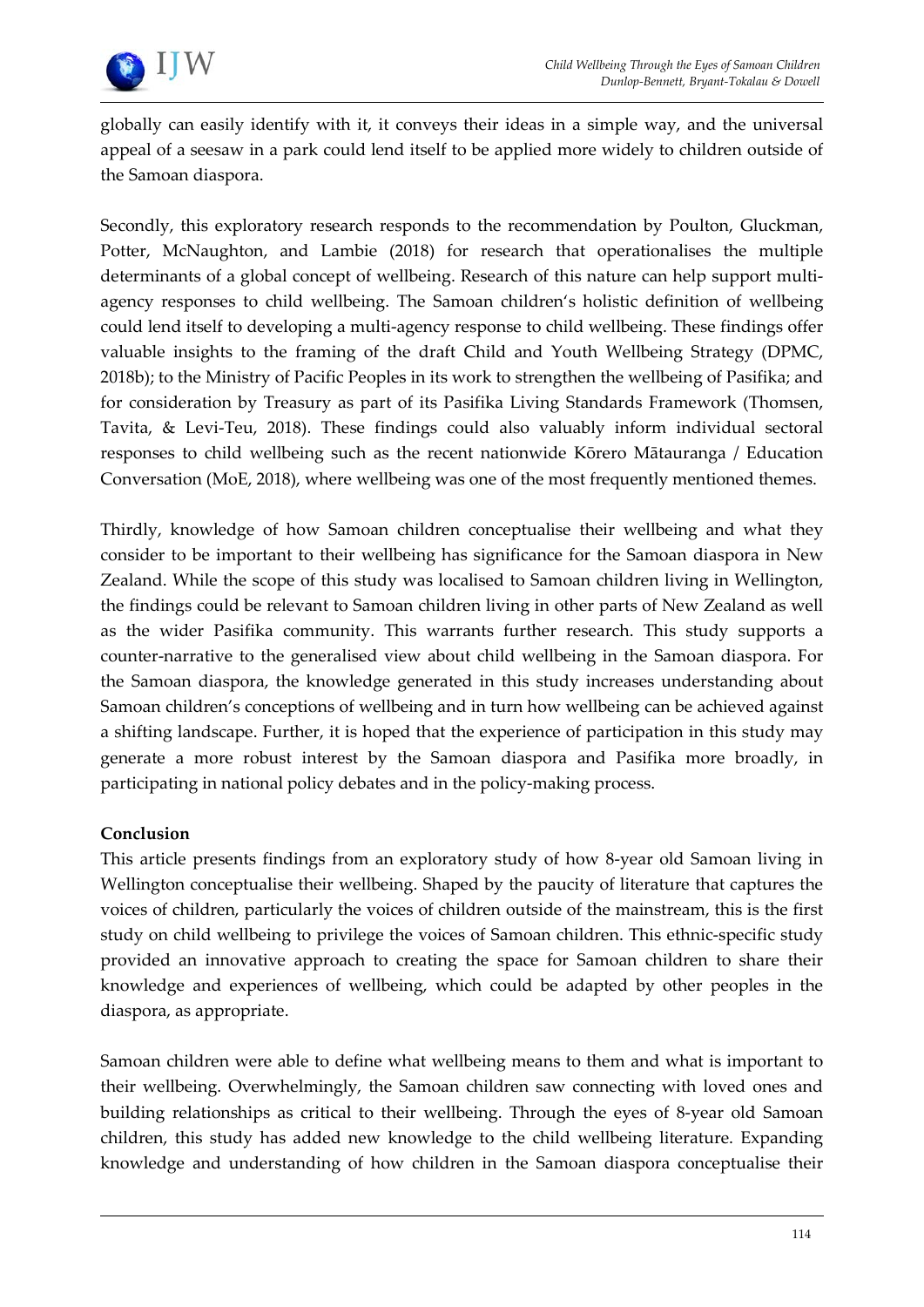globally can easily identify with it, it conveys their ideas in a simple way, and the universal appeal of a seesaw in a park could lend itself to be applied more widely to children outside of the Samoan diaspora.

Secondly, this exploratory research responds to the recommendation by Poulton, Gluckman, Potter, McNaughton, and Lambie (2018) for research that operationalises the multiple determinants of a global concept of wellbeing. Research of this nature can help support multi-agency responses to child wellbeing. The Samoan children's holistic definition of wellbeing could lend itself to developing a multi-agency response to child wellbeing. These findings offer valuable insights to the framing of the draft Child and Youth Wellbeing Strategy (DPMC, 2018b); to the Ministry of Pacific Peoples in its work to strengthen the wellbeing of Pasifika; and for consideration by Treasury as part of its Pasifika Living Standards Framework (Thomsen, Tavita, & Levi-Teu, 2018). These findings could also valuably inform individual sectoral responses to child wellbeing such as the recent nationwide Kōrero Mātauranga / Education Conversation (MoE, 2018), where wellbeing was one of the most frequently mentioned themes.

Thirdly, knowledge of how Samoan children conceptualise their wellbeing and what they consider to be important to their wellbeing has significance for the Samoan diaspora in New Zealand. While the scope of this study was localised to Samoan children living in Wellington, the findings could be relevant to Samoan children living in other parts of New Zealand as well as the wider Pasifika community. This warrants further research. This study supports a counter-narrative to the generalised view about child wellbeing in the Samoan diaspora. For the Samoan diaspora, the knowledge generated in this study increases understanding about Samoan children's conceptions of wellbeing and in turn how wellbeing can be achieved against a shifting landscape. Further, it is hoped that the experience of participation in this study may generate a more robust interest by the Samoan diaspora and Pasifika more broadly, in participating in national policy debates and in the policy-making process.

**Conclusion**

This article presents findings from an exploratory study of how 8-year old Samoan living in Wellington conceptualise their wellbeing. Shaped by the paucity of literature that captures the voices of children, particularly the voices of children outside of the mainstream, this is the first study on child wellbeing to privilege the voices of Samoan children. This ethnic-specific study provided an innovative approach to creating the space for Samoan children to share their knowledge and experiences of wellbeing, which could be adapted by other peoples in the diaspora, as appropriate.

Samoan children were able to define what wellbeing means to them and what is important to their wellbeing. Overwhelmingly, the Samoan children saw connecting with loved ones and building relationships as critical to their wellbeing. Through the eyes of 8-year old Samoan children, this study has added new knowledge to the child wellbeing literature. Expanding knowledge and understanding of how children in the Samoan diaspora conceptualise their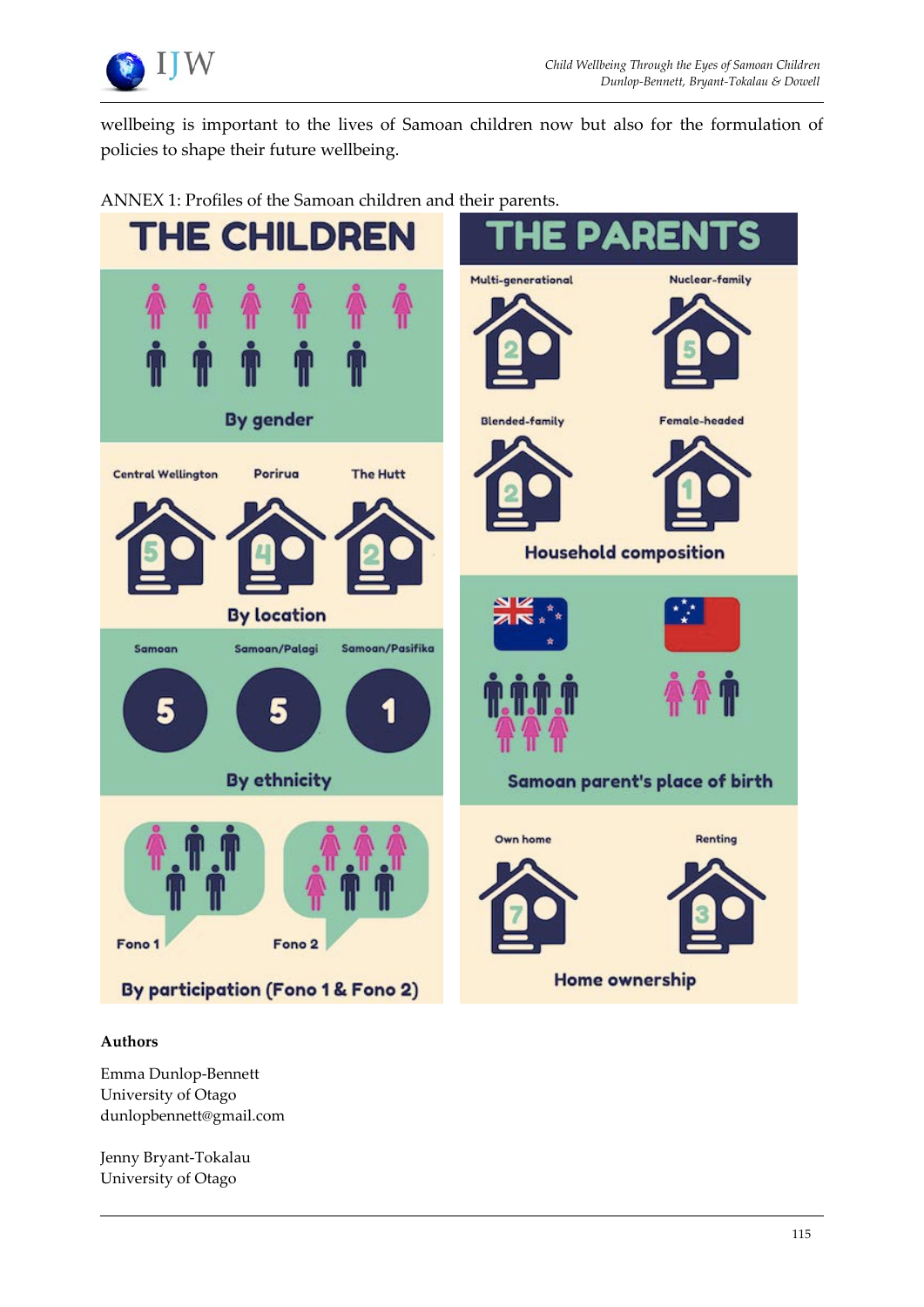wellbeing is important to the lives of Samoan children now but also for the formulation of policies to shape their future wellbeing.

ANNEX 1: Profiles of the Samoan children and their parents.

**THE CHILDREN**

By gender

Central Wellington 5 | Porirua 4 | The Hutt 2

By location

Samoan 5 | Samoan/Palagi 5 | Samoan/Pasifika 1

By ethnicity

Fono 1 | Fono 2

By participation (Fono 1 & Fono 2)

**THE PARENTS**

Multi-generational 2 | Nuclear-family 5

Blended-family 2 | Female-headed 1

Household composition

Samoan parent's place of birth

Own home 7 | Renting 3

Home ownership

**Authors**

Emma Dunlop-Bennett
University of Otago
dunlopbennett@gmail.com

Jenny Bryant-Tokalau
University of Otago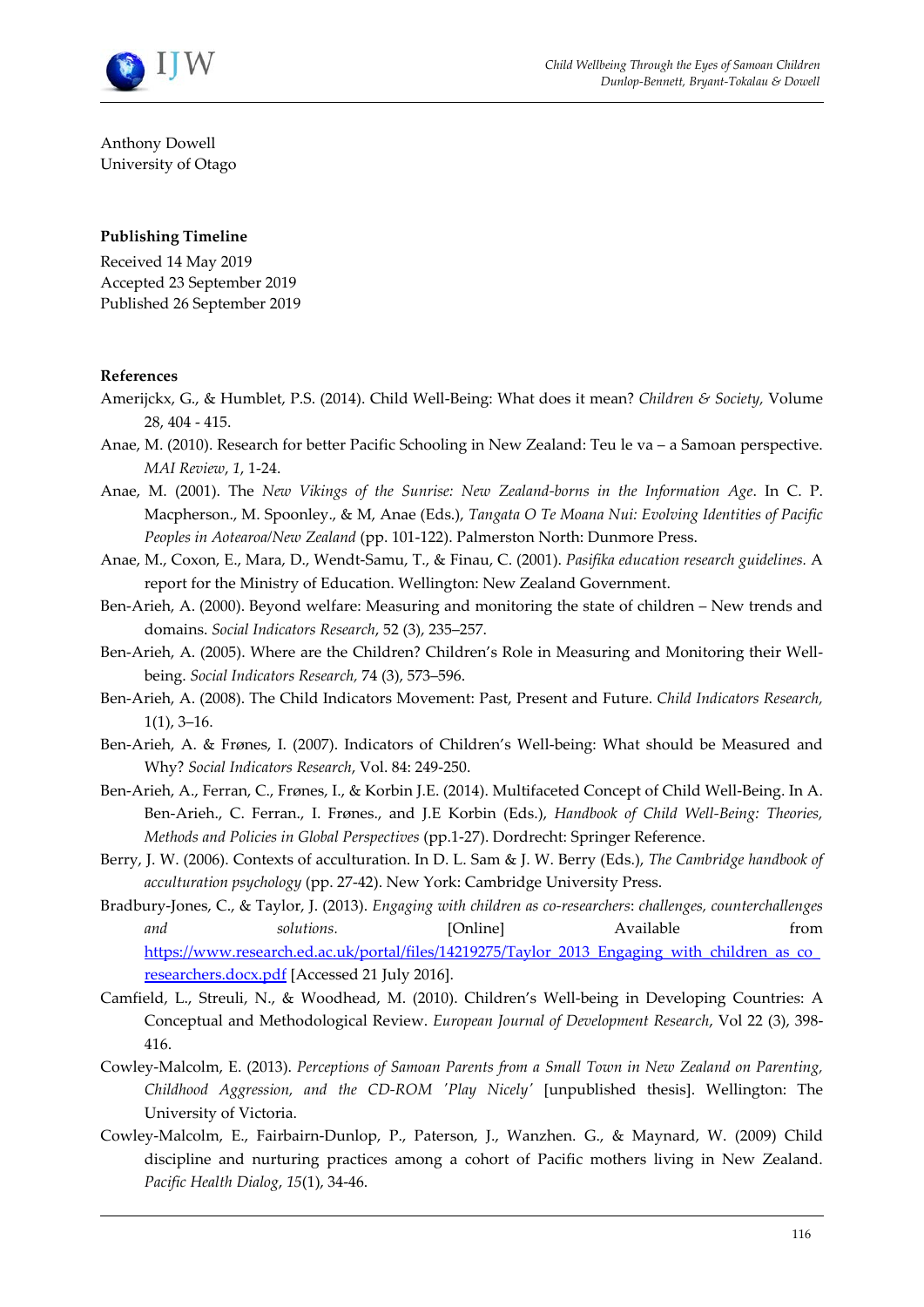Anthony Dowell
University of Otago

**Publishing Timeline**

Received 14 May 2019
Accepted 23 September 2019
Published 26 September 2019

**References**

Amerijckx, G., & Humblet, P.S. (2014). Child Well-Being: What does it mean? *Children & Society,* Volume 28, 404 - 415.

Anae, M. (2010). Research for better Pacific Schooling in New Zealand: Teu le va – a Samoan perspective. *MAI Review*, *1*, 1-24.

Anae, M. (2001). The *New Vikings of the Sunrise: New Zealand-borns in the Information Age*. In C. P. Macpherson., M. Spoonley., & M, Anae (Eds.), *Tangata O Te Moana Nui: Evolving Identities of Pacific Peoples in Aotearoa/New Zealand* (pp. 101-122). Palmerston North: Dunmore Press.

Anae, M., Coxon, E., Mara, D., Wendt-Samu, T., & Finau, C. (2001). *Pasifika education research guidelines.* A report for the Ministry of Education. Wellington: New Zealand Government.

Ben-Arieh, A. (2000). Beyond welfare: Measuring and monitoring the state of children – New trends and domains. *Social Indicators Research*, 52 (3), 235–257.

Ben-Arieh, A. (2005). Where are the Children? Children's Role in Measuring and Monitoring their Well-being. *Social Indicators Research,* 74 (3), 573–596.

Ben-Arieh, A. (2008). The Child Indicators Movement: Past, Present and Future. *Child Indicators Research,* 1(1), 3–16.

Ben-Arieh, A. & Frønes, I. (2007). Indicators of Children's Well-being: What should be Measured and Why? *Social Indicators Research*, Vol. 84: 249-250.

Ben-Arieh, A., Ferran, C., Frønes, I., & Korbin J.E. (2014). Multifaceted Concept of Child Well-Being. In A. Ben-Arieh., C. Ferran., I. Frønes., and J.E Korbin (Eds.), *Handbook of Child Well-Being: Theories, Methods and Policies in Global Perspectives* (pp.1-27). Dordrecht: Springer Reference.

Berry, J. W. (2006). Contexts of acculturation. In D. L. Sam & J. W. Berry (Eds.), *The Cambridge handbook of acculturation psychology* (pp. 27-42). New York: Cambridge University Press.

Bradbury-Jones, C., & Taylor, J. (2013). *Engaging with children as co-researchers*: *challenges, counterchallenges and solutions.* [Online] Available from https://www.research.ed.ac.uk/portal/files/14219275/Taylor_2013_Engaging_with_children_as_co_researchers.docx.pdf [Accessed 21 July 2016].

Camfield, L., Streuli, N., & Woodhead, M. (2010). Children's Well-being in Developing Countries: A Conceptual and Methodological Review. *European Journal of Development Research*, Vol 22 (3), 398-416.

Cowley-Malcolm, E. (2013). *Perceptions of Samoan Parents from a Small Town in New Zealand on Parenting, Childhood Aggression, and the CD-ROM 'Play Nicely'* [unpublished thesis]. Wellington: The University of Victoria.

Cowley-Malcolm, E., Fairbairn-Dunlop, P., Paterson, J., Wanzhen. G., & Maynard, W. (2009) Child discipline and nurturing practices among a cohort of Pacific mothers living in New Zealand. *Pacific Health Dialog*, *15*(1), 34-46.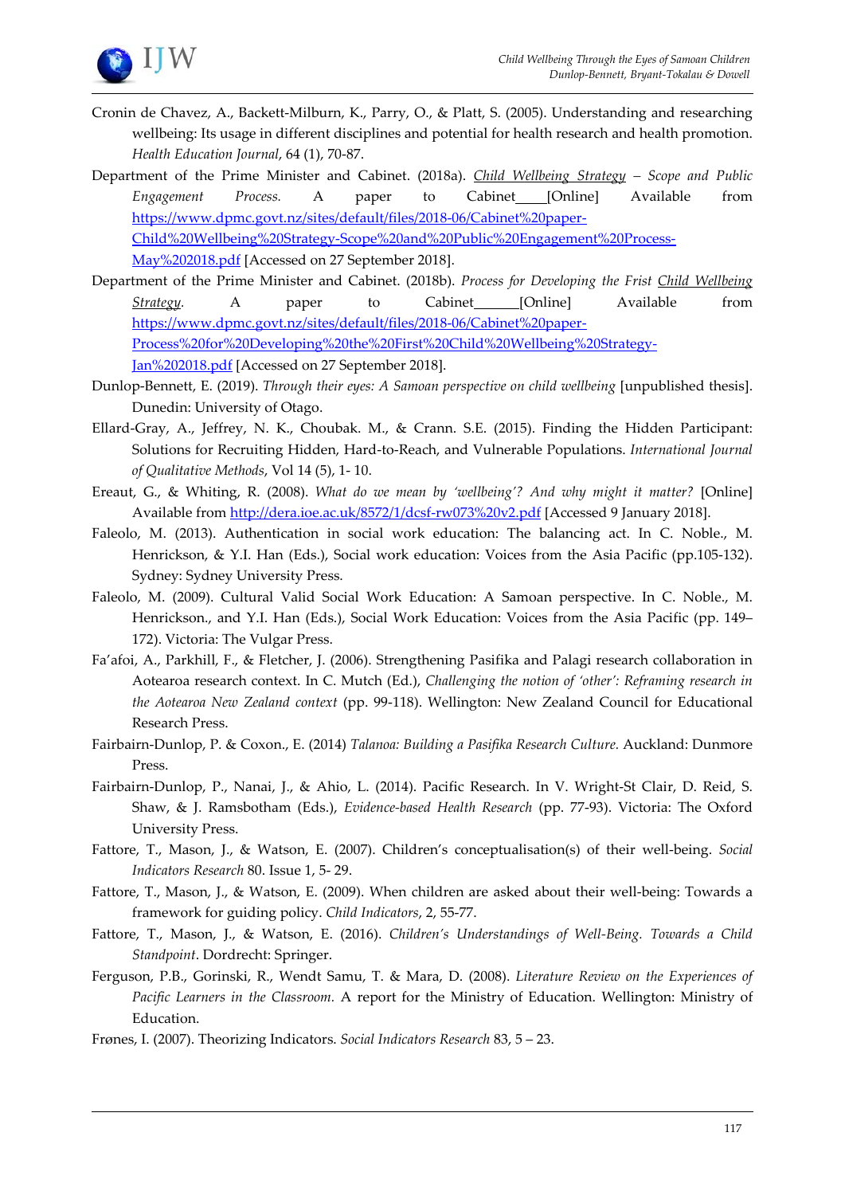Cronin de Chavez, A., Backett-Milburn, K., Parry, O., & Platt, S. (2005). Understanding and researching wellbeing: Its usage in different disciplines and potential for health research and health promotion. *Health Education Journal*, 64 (1), 70-87.

Department of the Prime Minister and Cabinet. (2018a). *Child Wellbeing Strategy – Scope and Public Engagement Process.* A paper to Cabinet [Online] Available from https://www.dpmc.govt.nz/sites/default/files/2018-06/Cabinet%20paper-Child%20Wellbeing%20Strategy-Scope%20and%20Public%20Engagement%20Process-May%202018.pdf [Accessed on 27 September 2018].

Department of the Prime Minister and Cabinet. (2018b). *Process for Developing the Frist Child Wellbeing Strategy.* A paper to Cabinet [Online] Available from https://www.dpmc.govt.nz/sites/default/files/2018-06/Cabinet%20paper-Process%20for%20Developing%20the%20First%20Child%20Wellbeing%20Strategy-Jan%202018.pdf [Accessed on 27 September 2018].

Dunlop-Bennett, E. (2019). *Through their eyes: A Samoan perspective on child wellbeing* [unpublished thesis]. Dunedin: University of Otago.

Ellard-Gray, A., Jeffrey, N. K., Choubak. M., & Crann. S.E. (2015). Finding the Hidden Participant: Solutions for Recruiting Hidden, Hard-to-Reach, and Vulnerable Populations. *International Journal of Qualitative Methods*, Vol 14 (5), 1- 10.

Ereaut, G., & Whiting, R. (2008). *What do we mean by 'wellbeing'? And why might it matter?* [Online] Available from http://dera.ioe.ac.uk/8572/1/dcsf-rw073%20v2.pdf [Accessed 9 January 2018].

Faleolo, M. (2013). Authentication in social work education: The balancing act. In C. Noble., M. Henrickson, & Y.I. Han (Eds.), Social work education: Voices from the Asia Pacific (pp.105-132). Sydney: Sydney University Press.

Faleolo, M. (2009). Cultural Valid Social Work Education: A Samoan perspective. In C. Noble., M. Henrickson., and Y.I. Han (Eds.), Social Work Education: Voices from the Asia Pacific (pp. 149–172). Victoria: The Vulgar Press.

Fa'afoi, A., Parkhill, F., & Fletcher, J. (2006). Strengthening Pasifika and Palagi research collaboration in Aotearoa research context. In C. Mutch (Ed.), *Challenging the notion of 'other': Reframing research in the Aotearoa New Zealand context* (pp. 99-118). Wellington: New Zealand Council for Educational Research Press.

Fairbairn-Dunlop, P. & Coxon., E. (2014) *Talanoa: Building a Pasifika Research Culture.* Auckland: Dunmore Press.

Fairbairn-Dunlop, P., Nanai, J., & Ahio, L. (2014). Pacific Research. In V. Wright-St Clair, D. Reid, S. Shaw, & J. Ramsbotham (Eds.), *Evidence-based Health Research* (pp. 77-93). Victoria: The Oxford University Press.

Fattore, T., Mason, J., & Watson, E. (2007). Children's conceptualisation(s) of their well-being. *Social Indicators Research* 80. Issue 1, 5- 29.

Fattore, T., Mason, J., & Watson, E. (2009). When children are asked about their well-being: Towards a framework for guiding policy. *Child Indicators*, 2, 55-77.

Fattore, T., Mason, J., & Watson, E. (2016). *Children's Understandings of Well-Being. Towards a Child Standpoint*. Dordrecht: Springer.

Ferguson, P.B., Gorinski, R., Wendt Samu, T. & Mara, D. (2008). *Literature Review on the Experiences of Pacific Learners in the Classroom.* A report for the Ministry of Education. Wellington: Ministry of Education.

Frønes, I. (2007). Theorizing Indicators. *Social Indicators Research* 83, 5 – 23.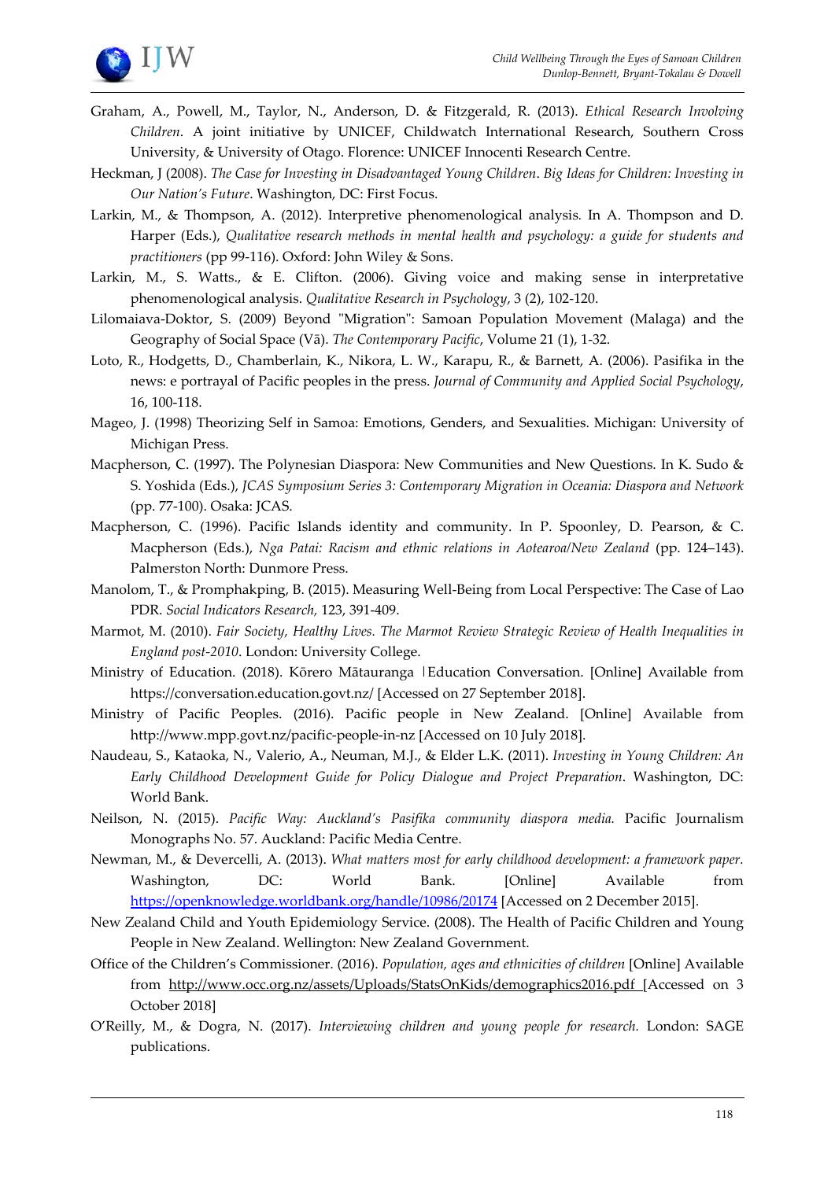Graham, A., Powell, M., Taylor, N., Anderson, D. & Fitzgerald, R. (2013). *Ethical Research Involving Children*. A joint initiative by UNICEF, Childwatch International Research, Southern Cross University, & University of Otago. Florence: UNICEF Innocenti Research Centre.

Heckman, J (2008). *The Case for Investing in Disadvantaged Young Children*. *Big Ideas for Children: Investing in Our Nation's Future*. Washington, DC: First Focus.

Larkin, M., & Thompson, A. (2012). Interpretive phenomenological analysis. In A. Thompson and D. Harper (Eds.), *Qualitative research methods in mental health and psychology: a guide for students and practitioners* (pp 99-116). Oxford: John Wiley & Sons.

Larkin, M., S. Watts., & E. Clifton. (2006). Giving voice and making sense in interpretative phenomenological analysis. *Qualitative Research in Psychology*, 3 (2), 102-120.

Lilomaiava-Doktor, S. (2009) Beyond "Migration": Samoan Population Movement (Malaga) and the Geography of Social Space (Vā). *The Contemporary Pacific*, Volume 21 (1), 1-32.

Loto, R., Hodgetts, D., Chamberlain, K., Nikora, L. W., Karapu, R., & Barnett, A. (2006). Pasifika in the news: e portrayal of Pacific peoples in the press. *Journal of Community and Applied Social Psychology*, 16, 100-118.

Mageo, J. (1998) Theorizing Self in Samoa: Emotions, Genders, and Sexualities. Michigan: University of Michigan Press.

Macpherson, C. (1997). The Polynesian Diaspora: New Communities and New Questions. In K. Sudo & S. Yoshida (Eds.), *JCAS Symposium Series 3: Contemporary Migration in Oceania: Diaspora and Network* (pp. 77-100). Osaka: JCAS.

Macpherson, C. (1996). Pacific Islands identity and community. In P. Spoonley, D. Pearson, & C. Macpherson (Eds.), *Nga Patai: Racism and ethnic relations in Aotearoa/New Zealand* (pp. 124–143). Palmerston North: Dunmore Press.

Manolom, T., & Promphakping, B. (2015). Measuring Well-Being from Local Perspective: The Case of Lao PDR. *Social Indicators Research*, 123, 391-409.

Marmot, M. (2010). *Fair Society, Healthy Lives. The Marmot Review Strategic Review of Health Inequalities in England post-2010*. London: University College.

Ministry of Education. (2018). Kōrero Mātauranga |Education Conversation. [Online] Available from https://conversation.education.govt.nz/ [Accessed on 27 September 2018].

Ministry of Pacific Peoples. (2016). Pacific people in New Zealand. [Online] Available from http://www.mpp.govt.nz/pacific-people-in-nz [Accessed on 10 July 2018].

Naudeau, S., Kataoka, N., Valerio, A., Neuman, M.J., & Elder L.K. (2011). *Investing in Young Children: An Early Childhood Development Guide for Policy Dialogue and Project Preparation*. Washington, DC: World Bank.

Neilson, N. (2015). *Pacific Way: Auckland's Pasifika community diaspora media.* Pacific Journalism Monographs No. 57. Auckland: Pacific Media Centre.

Newman, M., & Devercelli, A. (2013). *What matters most for early childhood development: a framework paper.* Washington, DC: World Bank. [Online] Available from https://openknowledge.worldbank.org/handle/10986/20174 [Accessed on 2 December 2015].

New Zealand Child and Youth Epidemiology Service. (2008). The Health of Pacific Children and Young People in New Zealand. Wellington: New Zealand Government.

Office of the Children's Commissioner. (2016). *Population, ages and ethnicities of children* [Online] Available from http://www.occ.org.nz/assets/Uploads/StatsOnKids/demographics2016.pdf [Accessed on 3 October 2018]

O'Reilly, M., & Dogra, N. (2017). *Interviewing children and young people for research.* London: SAGE publications.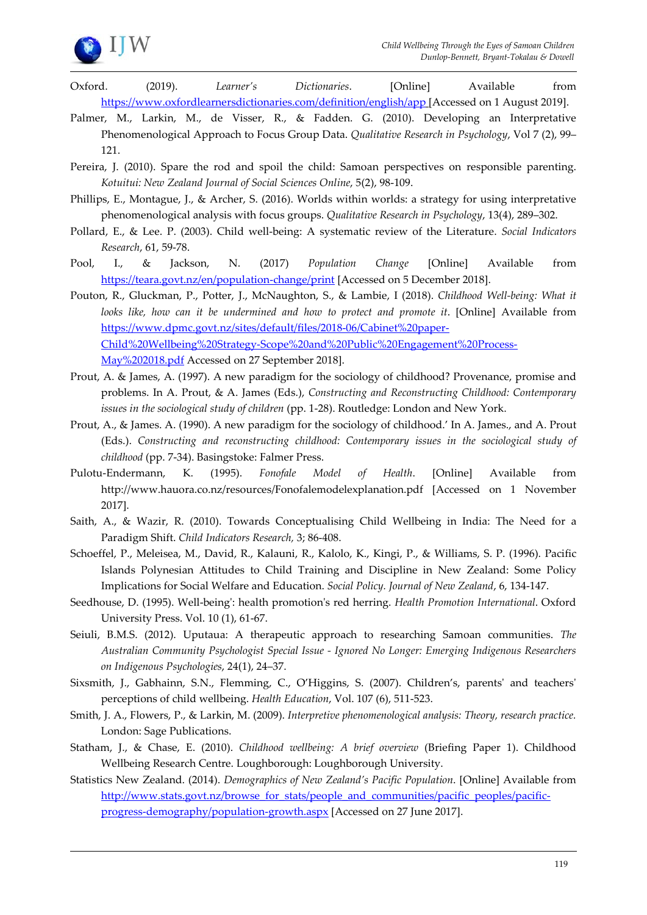Oxford. (2019). *Learner's Dictionaries*. [Online] Available from https://www.oxfordlearnersdictionaries.com/definition/english/app [Accessed on 1 August 2019].

Palmer, M., Larkin, M., de Visser, R., & Fadden. G. (2010). Developing an Interpretative Phenomenological Approach to Focus Group Data. *Qualitative Research in Psychology*, Vol 7 (2), 99–121.

Pereira, J. (2010). Spare the rod and spoil the child: Samoan perspectives on responsible parenting. *Kotuitui: New Zealand Journal of Social Sciences Online*, 5(2), 98-109.

Phillips, E., Montague, J., & Archer, S. (2016). Worlds within worlds: a strategy for using interpretative phenomenological analysis with focus groups. *Qualitative Research in Psychology*, 13(4), 289–302.

Pollard, E., & Lee. P. (2003). Child well-being: A systematic review of the Literature. *Social Indicators Research*, 61, 59-78.

Pool, I., & Jackson, N. (2017) *Population Change* [Online] Available from https://teara.govt.nz/en/population-change/print [Accessed on 5 December 2018].

Pouton, R., Gluckman, P., Potter, J., McNaughton, S., & Lambie, I (2018). *Childhood Well-being: What it looks like, how can it be undermined and how to protect and promote it*. [Online] Available from https://www.dpmc.govt.nz/sites/default/files/2018-06/Cabinet%20paper-Child%20Wellbeing%20Strategy-Scope%20and%20Public%20Engagement%20Process-May%202018.pdf Accessed on 27 September 2018].

Prout, A. & James, A. (1997). A new paradigm for the sociology of childhood? Provenance, promise and problems. In A. Prout, & A. James (Eds.), *Constructing and Reconstructing Childhood: Contemporary issues in the sociological study of children* (pp. 1-28). Routledge: London and New York.

Prout, A., & James. A. (1990). A new paradigm for the sociology of childhood.' In A. James., and A. Prout (Eds.). *Constructing and reconstructing childhood: Contemporary issues in the sociological study of childhood* (pp. 7-34). Basingstoke: Falmer Press.

Pulotu-Endermann, K. (1995). *Fonofale Model of Health*. [Online] Available from http://www.hauora.co.nz/resources/Fonofalemodelexplanation.pdf [Accessed on 1 November 2017].

Saith, A., & Wazir, R. (2010). Towards Conceptualising Child Wellbeing in India: The Need for a Paradigm Shift. *Child Indicators Research,* 3; 86-408.

Schoeffel, P., Meleisea, M., David, R., Kalauni, R., Kalolo, K., Kingi, P., & Williams, S. P. (1996). Pacific Islands Polynesian Attitudes to Child Training and Discipline in New Zealand: Some Policy Implications for Social Welfare and Education. *Social Policy. Journal of New Zealand*, 6, 134-147.

Seedhouse, D. (1995). Well-being': health promotion's red herring. *Health Promotion International*. Oxford University Press. Vol. 10 (1), 61-67.

Seiuli, B.M.S. (2012). Uputaua: A therapeutic approach to researching Samoan communities. *The Australian Community Psychologist Special Issue - Ignored No Longer: Emerging Indigenous Researchers on Indigenous Psychologies*, 24(1), 24–37.

Sixsmith, J., Gabhainn, S.N., Flemming, C., O'Higgins, S. (2007). Children's, parents' and teachers' perceptions of child wellbeing. *Health Education*, Vol. 107 (6), 511-523.

Smith, J. A., Flowers, P., & Larkin, M. (2009). *Interpretive phenomenological analysis: Theory, research practice.* London: Sage Publications.

Statham, J., & Chase, E. (2010). *Childhood wellbeing: A brief overview* (Briefing Paper 1). Childhood Wellbeing Research Centre. Loughborough: Loughborough University.

Statistics New Zealand. (2014). *Demographics of New Zealand's Pacific Population*. [Online] Available from http://www.stats.govt.nz/browse_for_stats/people_and_communities/pacific_peoples/pacific-progress-demography/population-growth.aspx [Accessed on 27 June 2017].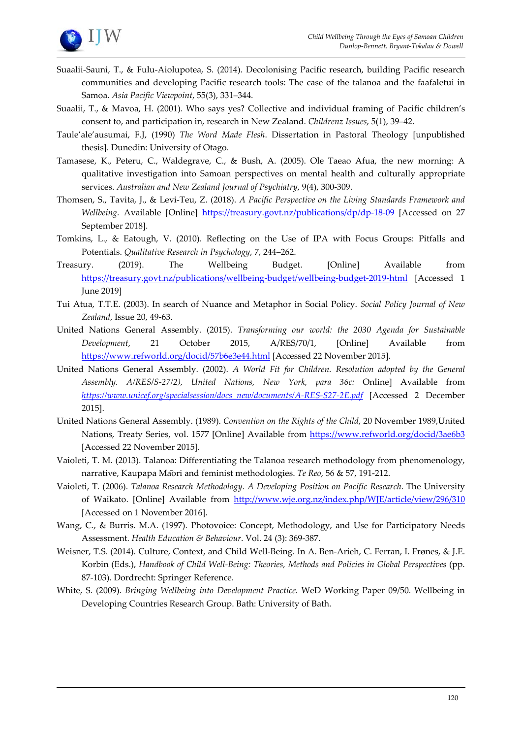Suaalii-Sauni, T., & Fulu-Aiolupotea, S. (2014). Decolonising Pacific research, building Pacific research communities and developing Pacific research tools: The case of the talanoa and the faafaletui in Samoa. *Asia Pacific Viewpoint*, 55(3), 331–344.

Suaalii, T., & Mavoa, H. (2001). Who says yes? Collective and individual framing of Pacific children's consent to, and participation in, research in New Zealand. *Childrenz Issues*, 5(1), 39–42.

Taule'ale'ausumai, F.J, (1990) *The Word Made Flesh*. Dissertation in Pastoral Theology [unpublished thesis]. Dunedin: University of Otago.

Tamasese, K., Peteru, C., Waldegrave, C., & Bush, A. (2005). Ole Taeao Afua, the new morning: A qualitative investigation into Samoan perspectives on mental health and culturally appropriate services. *Australian and New Zealand Journal of Psychiatry*, 9(4), 300-309.

Thomsen, S., Tavita, J., & Levi-Teu, Z. (2018). *A Pacific Perspective on the Living Standards Framework and Wellbeing.* Available [Online] https://treasury.govt.nz/publications/dp/dp-18-09 [Accessed on 27 September 2018].

Tomkins, L., & Eatough, V. (2010). Reflecting on the Use of IPA with Focus Groups: Pitfalls and Potentials. *Qualitative Research in Psychology*, 7, 244–262.

Treasury. (2019). The Wellbeing Budget. [Online] Available from https://treasury.govt.nz/publications/wellbeing-budget/wellbeing-budget-2019-html [Accessed 1 June 2019]

Tui Atua, T.T.E. (2003). In search of Nuance and Metaphor in Social Policy. *Social Policy Journal of New Zealand*, Issue 20, 49-63.

United Nations General Assembly. (2015). *Transforming our world: the 2030 Agenda for Sustainable Development*, 21 October 2015, A/RES/70/1, [Online] Available from https://www.refworld.org/docid/57b6e3e44.html [Accessed 22 November 2015].

United Nations General Assembly. (2002). *A World Fit for Children. Resolution adopted by the General Assembly. A/RES/S-27/2), United Nations, New York, para 36c:* Online] Available from *https://www.unicef.org/specialsession/docs_new/documents/A-RES-S27-2E.pdf* [Accessed 2 December 2015].

United Nations General Assembly. (1989). *Convention on the Rights of the Child*, 20 November 1989,United Nations, Treaty Series, vol. 1577 [Online] Available from https://www.refworld.org/docid/3ae6b3 [Accessed 22 November 2015].

Vaioleti, T. M. (2013). Talanoa: Differentiating the Talanoa research methodology from phenomenology, narrative, Kaupapa Māori and feminist methodologies. *Te Reo*, 56 & 57, 191-212.

Vaioleti, T. (2006). *Talanoa Research Methodology. A Developing Position on Pacific Research*. The University of Waikato. [Online] Available from http://www.wje.org.nz/index.php/WJE/article/view/296/310 [Accessed on 1 November 2016].

Wang, C., & Burris. M.A. (1997). Photovoice: Concept, Methodology, and Use for Participatory Needs Assessment. *Health Education & Behaviour*. Vol. 24 (3): 369-387.

Weisner, T.S. (2014). Culture, Context, and Child Well-Being. In A. Ben-Arieh, C. Ferran, I. Frønes, & J.E. Korbin (Eds.), *Handbook of Child Well-Being: Theories, Methods and Policies in Global Perspectives* (pp. 87-103). Dordrecht: Springer Reference.

White, S. (2009). *Bringing Wellbeing into Development Practice.* WeD Working Paper 09/50. Wellbeing in Developing Countries Research Group. Bath: University of Bath.